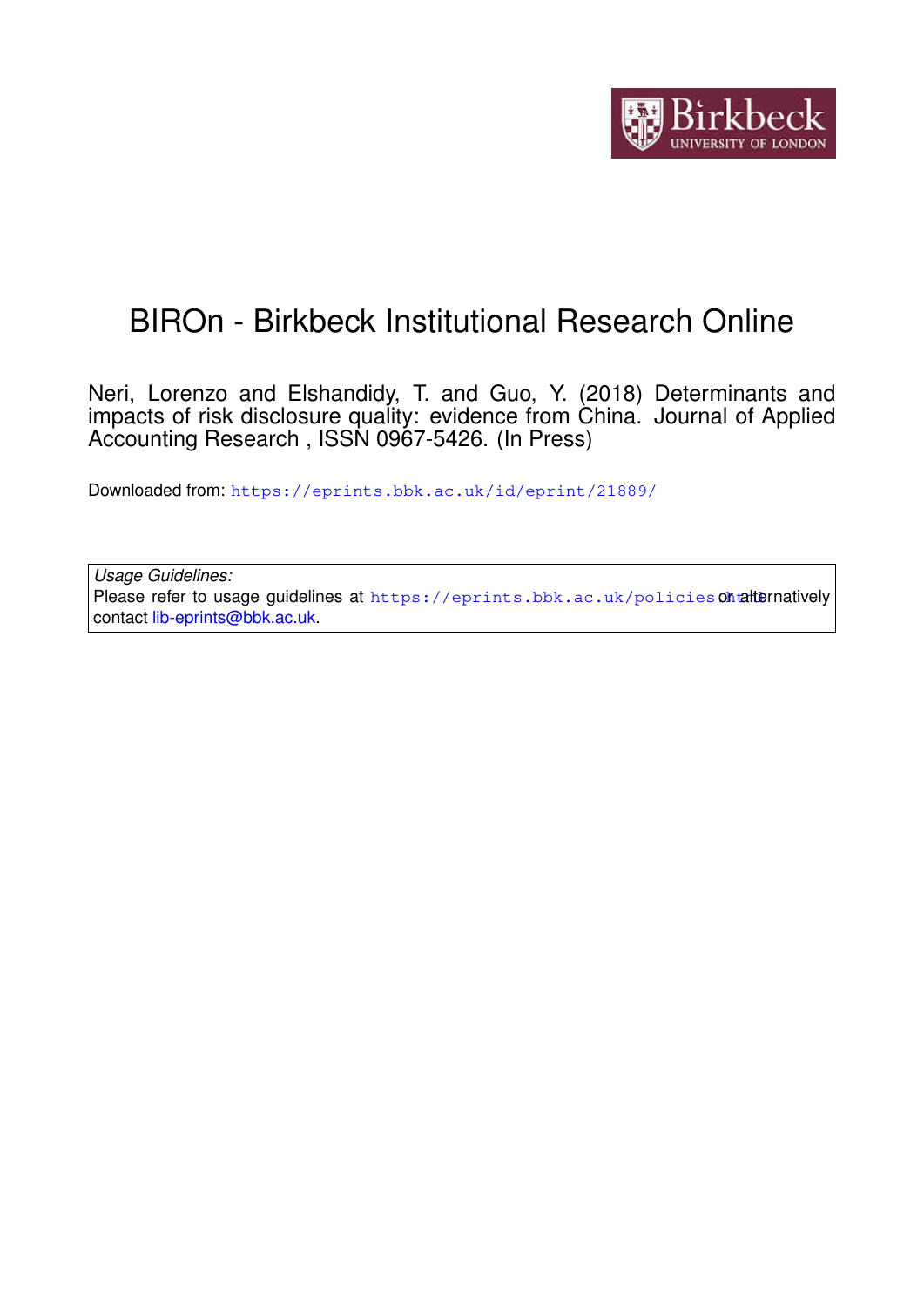# BIROn - Birkbeck Institutional Research Online

Neri, Lorenzo and Elshandidy, T. and Guo, Y. (2018) Determinants and impacts of risk disclosure quality: evidence from China. Journal of Applied Accounting Research , ISSN 0967-5426. (In Press)

Downloaded from: https://eprints.bbk.ac.uk/id/eprint/21889/

*Usage Guidelines:*
Please refer to usage guidelines at https://eprints.bbk.ac.uk/policies.html or alternatively contact lib-eprints@bbk.ac.uk.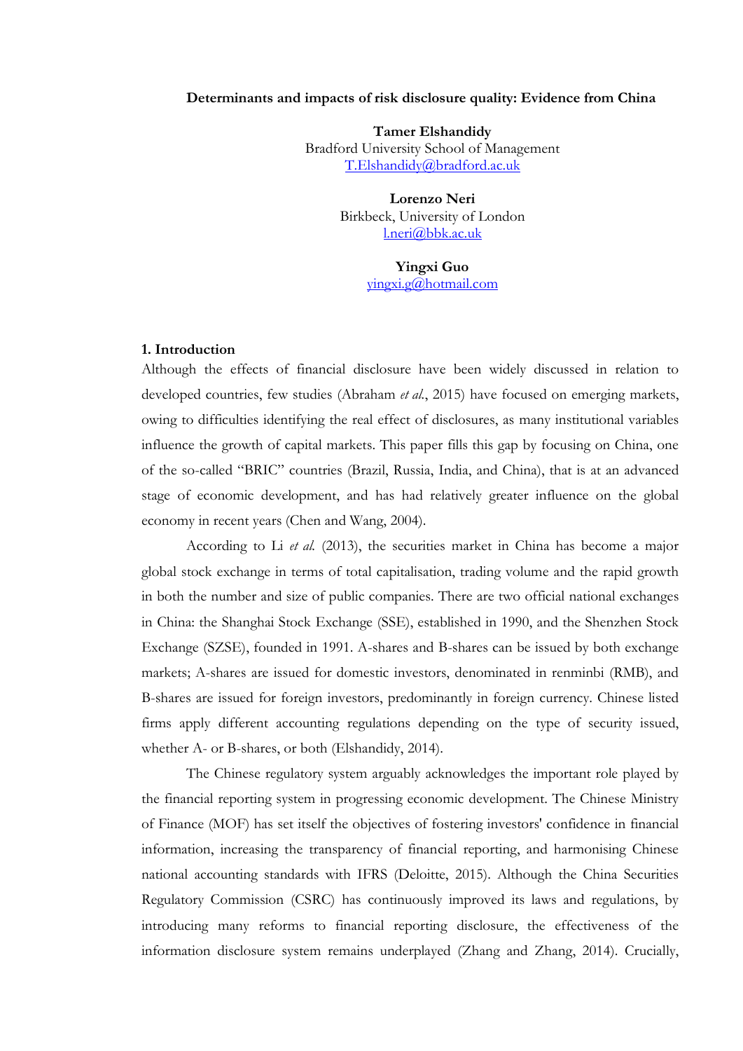**Determinants and impacts of risk disclosure quality: Evidence from China**

**Tamer Elshandidy**
Bradford University School of Management
T.Elshandidy@bradford.ac.uk

**Lorenzo Neri**
Birkbeck, University of London
l.neri@bbk.ac.uk

**Yingxi Guo**
yingxi.g@hotmail.com

## 1. Introduction

Although the effects of financial disclosure have been widely discussed in relation to developed countries, few studies (Abraham *et al.*, 2015) have focused on emerging markets, owing to difficulties identifying the real effect of disclosures, as many institutional variables influence the growth of capital markets. This paper fills this gap by focusing on China, one of the so-called "BRIC" countries (Brazil, Russia, India, and China), that is at an advanced stage of economic development, and has had relatively greater influence on the global economy in recent years (Chen and Wang, 2004).

According to Li *et al.* (2013), the securities market in China has become a major global stock exchange in terms of total capitalisation, trading volume and the rapid growth in both the number and size of public companies. There are two official national exchanges in China: the Shanghai Stock Exchange (SSE), established in 1990, and the Shenzhen Stock Exchange (SZSE), founded in 1991. A-shares and B-shares can be issued by both exchange markets; A-shares are issued for domestic investors, denominated in renminbi (RMB), and B-shares are issued for foreign investors, predominantly in foreign currency. Chinese listed firms apply different accounting regulations depending on the type of security issued, whether A- or B-shares, or both (Elshandidy, 2014).

The Chinese regulatory system arguably acknowledges the important role played by the financial reporting system in progressing economic development. The Chinese Ministry of Finance (MOF) has set itself the objectives of fostering investors' confidence in financial information, increasing the transparency of financial reporting, and harmonising Chinese national accounting standards with IFRS (Deloitte, 2015). Although the China Securities Regulatory Commission (CSRC) has continuously improved its laws and regulations, by introducing many reforms to financial reporting disclosure, the effectiveness of the information disclosure system remains underplayed (Zhang and Zhang, 2014). Crucially,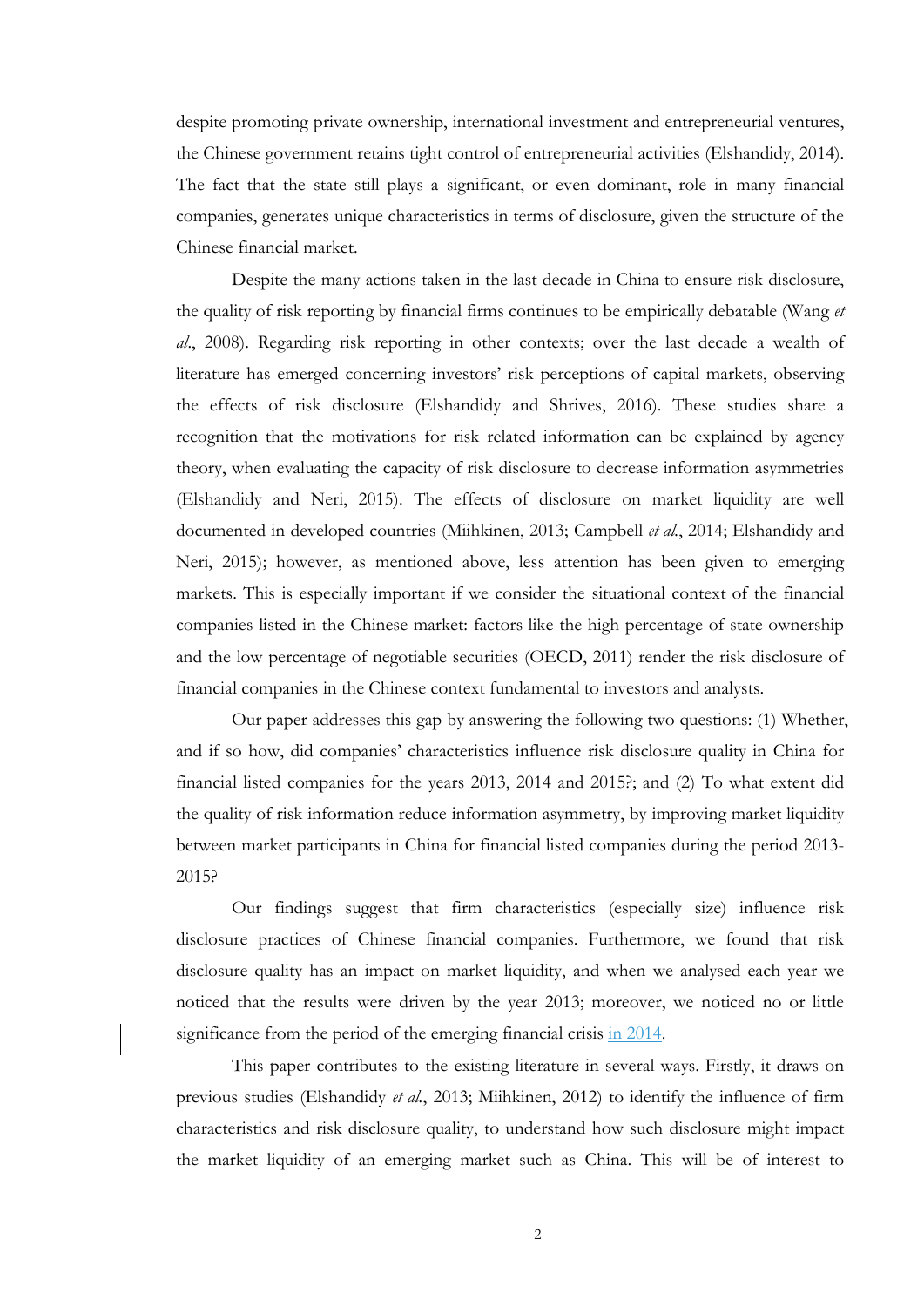despite promoting private ownership, international investment and entrepreneurial ventures, the Chinese government retains tight control of entrepreneurial activities (Elshandidy, 2014). The fact that the state still plays a significant, or even dominant, role in many financial companies, generates unique characteristics in terms of disclosure, given the structure of the Chinese financial market.

Despite the many actions taken in the last decade in China to ensure risk disclosure, the quality of risk reporting by financial firms continues to be empirically debatable (Wang *et al*., 2008). Regarding risk reporting in other contexts; over the last decade a wealth of literature has emerged concerning investors' risk perceptions of capital markets, observing the effects of risk disclosure (Elshandidy and Shrives, 2016). These studies share a recognition that the motivations for risk related information can be explained by agency theory, when evaluating the capacity of risk disclosure to decrease information asymmetries (Elshandidy and Neri, 2015). The effects of disclosure on market liquidity are well documented in developed countries (Miihkinen, 2013; Campbell *et al.*, 2014; Elshandidy and Neri, 2015); however, as mentioned above, less attention has been given to emerging markets. This is especially important if we consider the situational context of the financial companies listed in the Chinese market: factors like the high percentage of state ownership and the low percentage of negotiable securities (OECD, 2011) render the risk disclosure of financial companies in the Chinese context fundamental to investors and analysts.

Our paper addresses this gap by answering the following two questions: (1) Whether, and if so how, did companies' characteristics influence risk disclosure quality in China for financial listed companies for the years 2013, 2014 and 2015?; and (2) To what extent did the quality of risk information reduce information asymmetry, by improving market liquidity between market participants in China for financial listed companies during the period 2013-2015?

Our findings suggest that firm characteristics (especially size) influence risk disclosure practices of Chinese financial companies. Furthermore, we found that risk disclosure quality has an impact on market liquidity, and when we analysed each year we noticed that the results were driven by the year 2013; moreover, we noticed no or little significance from the period of the emerging financial crisis in 2014.

This paper contributes to the existing literature in several ways. Firstly, it draws on previous studies (Elshandidy *et al.*, 2013; Miihkinen, 2012) to identify the influence of firm characteristics and risk disclosure quality, to understand how such disclosure might impact the market liquidity of an emerging market such as China. This will be of interest to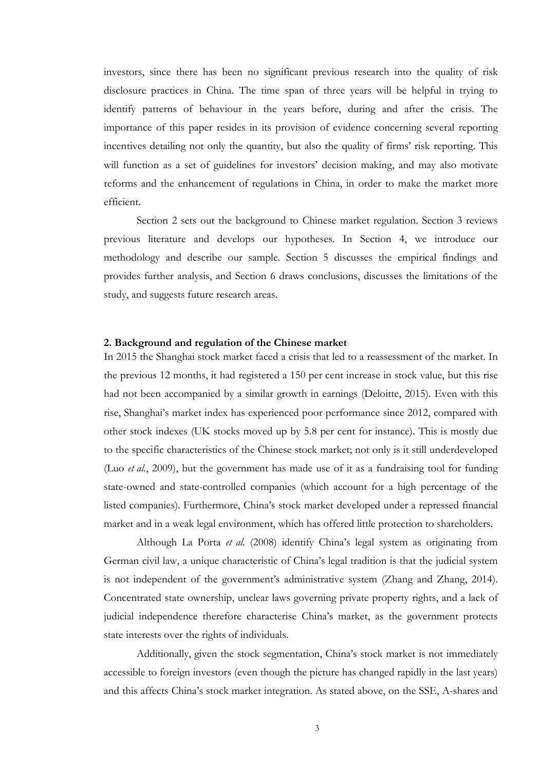investors, since there has been no significant previous research into the quality of risk disclosure practices in China. The time span of three years will be helpful in trying to identify patterns of behaviour in the years before, during and after the crisis. The importance of this paper resides in its provision of evidence concerning several reporting incentives detailing not only the quantity, but also the quality of firms' risk reporting. This will function as a set of guidelines for investors' decision making, and may also motivate reforms and the enhancement of regulations in China, in order to make the market more efficient.

Section 2 sets out the background to Chinese market regulation. Section 3 reviews previous literature and develops our hypotheses. In Section 4, we introduce our methodology and describe our sample. Section 5 discusses the empirical findings and provides further analysis, and Section 6 draws conclusions, discusses the limitations of the study, and suggests future research areas.

## 2. Background and regulation of the Chinese market

In 2015 the Shanghai stock market faced a crisis that led to a reassessment of the market. In the previous 12 months, it had registered a 150 per cent increase in stock value, but this rise had not been accompanied by a similar growth in earnings (Deloitte, 2015). Even with this rise, Shanghai's market index has experienced poor performance since 2012, compared with other stock indexes (UK stocks moved up by 5.8 per cent for instance). This is mostly due to the specific characteristics of the Chinese stock market; not only is it still underdeveloped (Luo *et al.*, 2009), but the government has made use of it as a fundraising tool for funding state-owned and state-controlled companies (which account for a high percentage of the listed companies). Furthermore, China's stock market developed under a repressed financial market and in a weak legal environment, which has offered little protection to shareholders.

Although La Porta *et al.* (2008) identify China's legal system as originating from German civil law, a unique characteristic of China's legal tradition is that the judicial system is not independent of the government's administrative system (Zhang and Zhang, 2014). Concentrated state ownership, unclear laws governing private property rights, and a lack of judicial independence therefore characterise China's market, as the government protects state interests over the rights of individuals.

Additionally, given the stock segmentation, China's stock market is not immediately accessible to foreign investors (even though the picture has changed rapidly in the last years) and this affects China's stock market integration. As stated above, on the SSE, A-shares and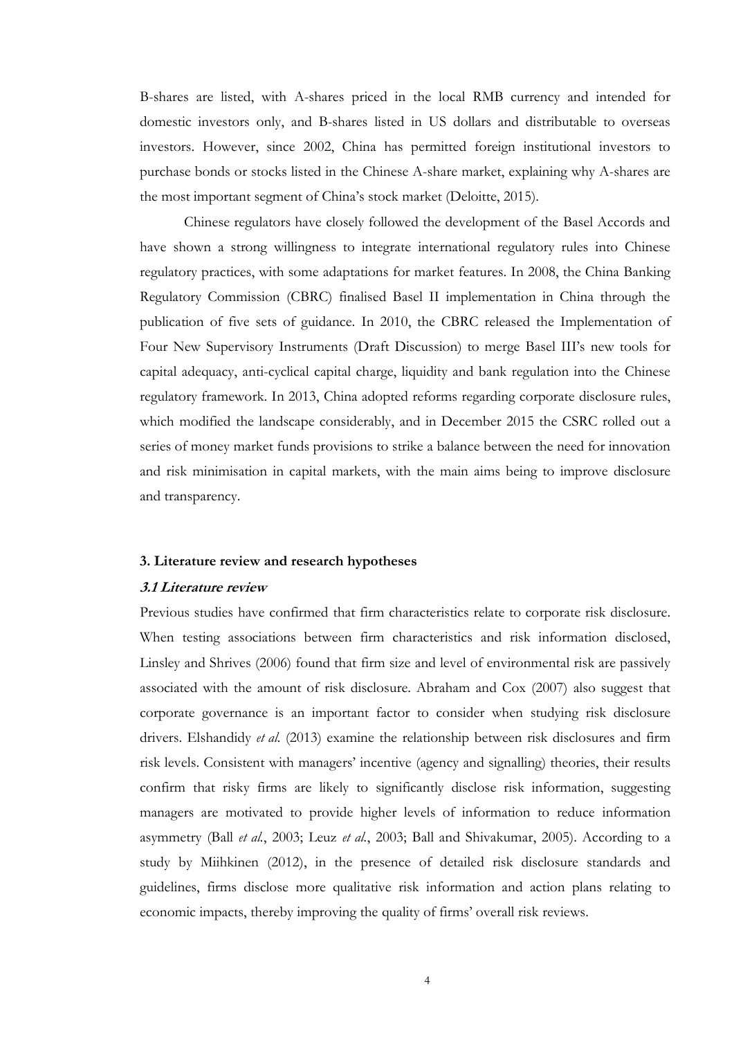B-shares are listed, with A-shares priced in the local RMB currency and intended for domestic investors only, and B-shares listed in US dollars and distributable to overseas investors. However, since 2002, China has permitted foreign institutional investors to purchase bonds or stocks listed in the Chinese A-share market, explaining why A-shares are the most important segment of China's stock market (Deloitte, 2015).

Chinese regulators have closely followed the development of the Basel Accords and have shown a strong willingness to integrate international regulatory rules into Chinese regulatory practices, with some adaptations for market features. In 2008, the China Banking Regulatory Commission (CBRC) finalised Basel II implementation in China through the publication of five sets of guidance. In 2010, the CBRC released the Implementation of Four New Supervisory Instruments (Draft Discussion) to merge Basel III's new tools for capital adequacy, anti-cyclical capital charge, liquidity and bank regulation into the Chinese regulatory framework. In 2013, China adopted reforms regarding corporate disclosure rules, which modified the landscape considerably, and in December 2015 the CSRC rolled out a series of money market funds provisions to strike a balance between the need for innovation and risk minimisation in capital markets, with the main aims being to improve disclosure and transparency.

## 3. Literature review and research hypotheses

### *3.1 Literature review*

Previous studies have confirmed that firm characteristics relate to corporate risk disclosure. When testing associations between firm characteristics and risk information disclosed, Linsley and Shrives (2006) found that firm size and level of environmental risk are passively associated with the amount of risk disclosure. Abraham and Cox (2007) also suggest that corporate governance is an important factor to consider when studying risk disclosure drivers. Elshandidy *et al.* (2013) examine the relationship between risk disclosures and firm risk levels. Consistent with managers' incentive (agency and signalling) theories, their results confirm that risky firms are likely to significantly disclose risk information, suggesting managers are motivated to provide higher levels of information to reduce information asymmetry (Ball *et al.*, 2003; Leuz *et al.*, 2003; Ball and Shivakumar, 2005). According to a study by Miihkinen (2012), in the presence of detailed risk disclosure standards and guidelines, firms disclose more qualitative risk information and action plans relating to economic impacts, thereby improving the quality of firms' overall risk reviews.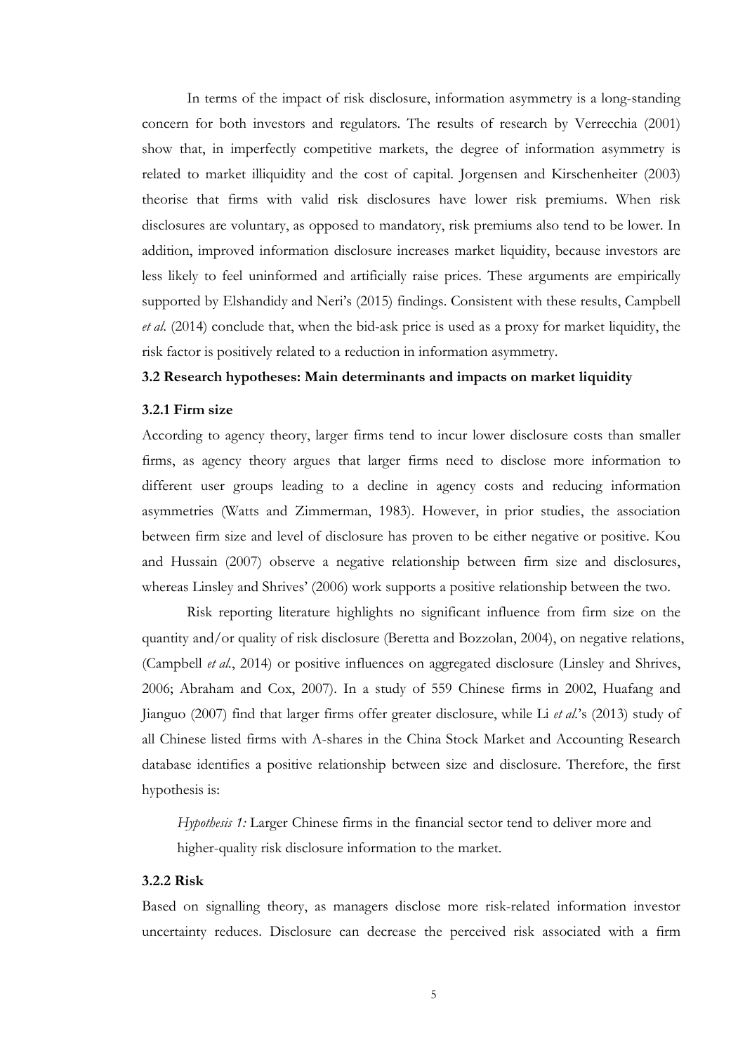In terms of the impact of risk disclosure, information asymmetry is a long-standing concern for both investors and regulators. The results of research by Verrecchia (2001) show that, in imperfectly competitive markets, the degree of information asymmetry is related to market illiquidity and the cost of capital. Jorgensen and Kirschenheiter (2003) theorise that firms with valid risk disclosures have lower risk premiums. When risk disclosures are voluntary, as opposed to mandatory, risk premiums also tend to be lower. In addition, improved information disclosure increases market liquidity, because investors are less likely to feel uninformed and artificially raise prices. These arguments are empirically supported by Elshandidy and Neri's (2015) findings. Consistent with these results, Campbell *et al*. (2014) conclude that, when the bid-ask price is used as a proxy for market liquidity, the risk factor is positively related to a reduction in information asymmetry.

### 3.2 Research hypotheses: Main determinants and impacts on market liquidity

#### 3.2.1 Firm size

According to agency theory, larger firms tend to incur lower disclosure costs than smaller firms, as agency theory argues that larger firms need to disclose more information to different user groups leading to a decline in agency costs and reducing information asymmetries (Watts and Zimmerman, 1983). However, in prior studies, the association between firm size and level of disclosure has proven to be either negative or positive. Kou and Hussain (2007) observe a negative relationship between firm size and disclosures, whereas Linsley and Shrives' (2006) work supports a positive relationship between the two.

Risk reporting literature highlights no significant influence from firm size on the quantity and/or quality of risk disclosure (Beretta and Bozzolan, 2004), on negative relations, (Campbell *et al*., 2014) or positive influences on aggregated disclosure (Linsley and Shrives, 2006; Abraham and Cox, 2007). In a study of 559 Chinese firms in 2002, Huafang and Jianguo (2007) find that larger firms offer greater disclosure, while Li *et al*.'s (2013) study of all Chinese listed firms with A-shares in the China Stock Market and Accounting Research database identifies a positive relationship between size and disclosure. Therefore, the first hypothesis is:

> *Hypothesis 1:* Larger Chinese firms in the financial sector tend to deliver more and higher-quality risk disclosure information to the market.

#### 3.2.2 Risk

Based on signalling theory, as managers disclose more risk-related information investor uncertainty reduces. Disclosure can decrease the perceived risk associated with a firm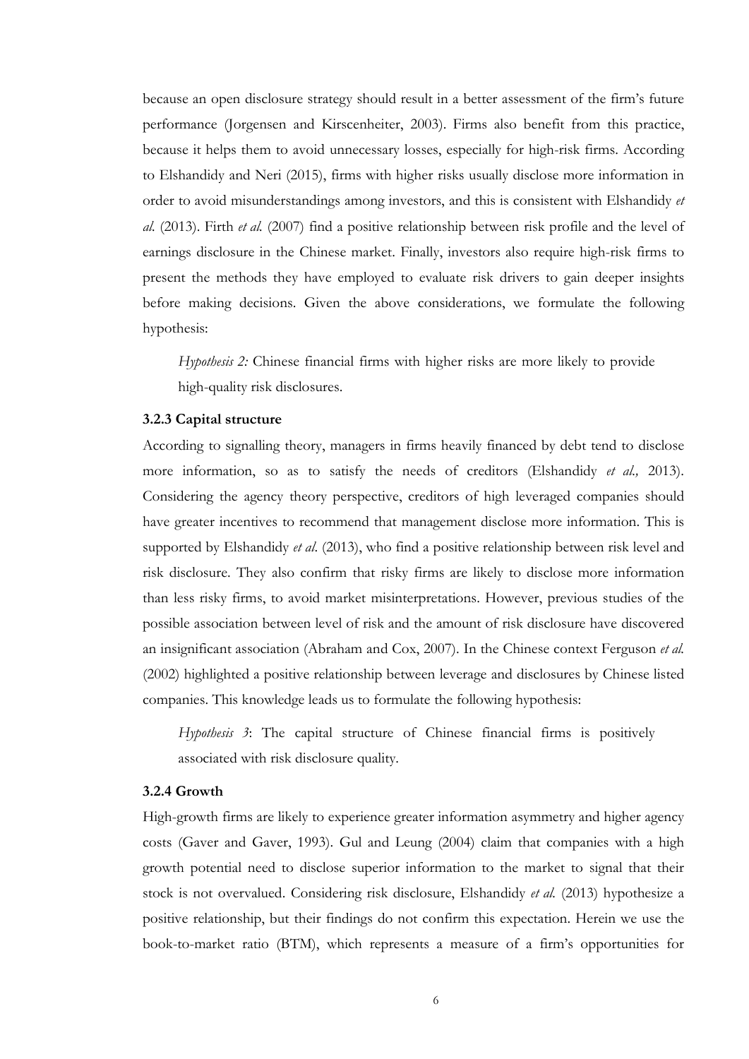because an open disclosure strategy should result in a better assessment of the firm's future performance (Jorgensen and Kirscenheiter, 2003). Firms also benefit from this practice, because it helps them to avoid unnecessary losses, especially for high-risk firms. According to Elshandidy and Neri (2015), firms with higher risks usually disclose more information in order to avoid misunderstandings among investors, and this is consistent with Elshandidy *et al.* (2013). Firth *et al.* (2007) find a positive relationship between risk profile and the level of earnings disclosure in the Chinese market. Finally, investors also require high-risk firms to present the methods they have employed to evaluate risk drivers to gain deeper insights before making decisions. Given the above considerations, we formulate the following hypothesis:

> *Hypothesis 2:* Chinese financial firms with higher risks are more likely to provide high-quality risk disclosures.

### 3.2.3 Capital structure

According to signalling theory, managers in firms heavily financed by debt tend to disclose more information, so as to satisfy the needs of creditors (Elshandidy *et al.,* 2013). Considering the agency theory perspective, creditors of high leveraged companies should have greater incentives to recommend that management disclose more information. This is supported by Elshandidy *et al*. (2013), who find a positive relationship between risk level and risk disclosure. They also confirm that risky firms are likely to disclose more information than less risky firms, to avoid market misinterpretations. However, previous studies of the possible association between level of risk and the amount of risk disclosure have discovered an insignificant association (Abraham and Cox, 2007). In the Chinese context Ferguson *et al.* (2002) highlighted a positive relationship between leverage and disclosures by Chinese listed companies. This knowledge leads us to formulate the following hypothesis:

> *Hypothesis 3*: The capital structure of Chinese financial firms is positively associated with risk disclosure quality.

### 3.2.4 Growth

High-growth firms are likely to experience greater information asymmetry and higher agency costs (Gaver and Gaver, 1993). Gul and Leung (2004) claim that companies with a high growth potential need to disclose superior information to the market to signal that their stock is not overvalued. Considering risk disclosure, Elshandidy *et al.* (2013) hypothesize a positive relationship, but their findings do not confirm this expectation. Herein we use the book-to-market ratio (BTM), which represents a measure of a firm's opportunities for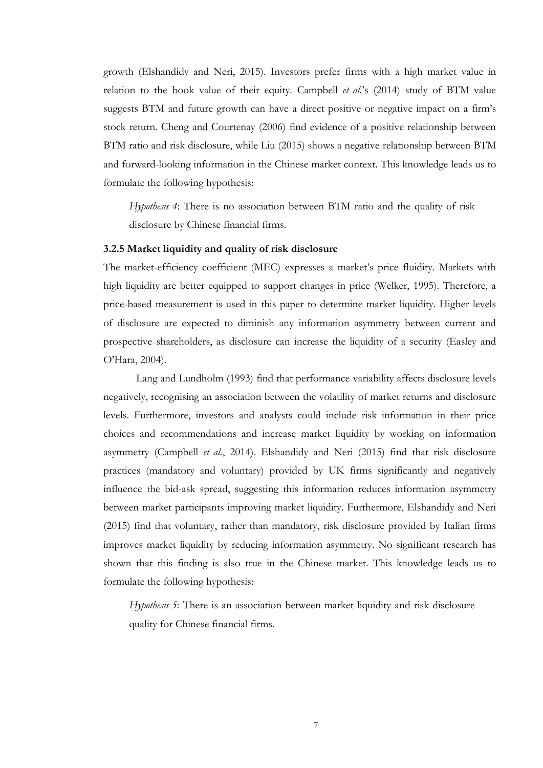growth (Elshandidy and Neri, 2015). Investors prefer firms with a high market value in relation to the book value of their equity. Campbell *et al.*'s (2014) study of BTM value suggests BTM and future growth can have a direct positive or negative impact on a firm's stock return. Cheng and Courtenay (2006) find evidence of a positive relationship between BTM ratio and risk disclosure, while Liu (2015) shows a negative relationship between BTM and forward-looking information in the Chinese market context. This knowledge leads us to formulate the following hypothesis:

> *Hypothesis 4*: There is no association between BTM ratio and the quality of risk disclosure by Chinese financial firms.

### 3.2.5 Market liquidity and quality of risk disclosure

The market-efficiency coefficient (MEC) expresses a market's price fluidity. Markets with high liquidity are better equipped to support changes in price (Welker, 1995). Therefore, a price-based measurement is used in this paper to determine market liquidity. Higher levels of disclosure are expected to diminish any information asymmetry between current and prospective shareholders, as disclosure can increase the liquidity of a security (Easley and O'Hara, 2004).

Lang and Lundholm (1993) find that performance variability affects disclosure levels negatively, recognising an association between the volatility of market returns and disclosure levels. Furthermore, investors and analysts could include risk information in their price choices and recommendations and increase market liquidity by working on information asymmetry (Campbell *et al.*, 2014). Elshandidy and Neri (2015) find that risk disclosure practices (mandatory and voluntary) provided by UK firms significantly and negatively influence the bid-ask spread, suggesting this information reduces information asymmetry between market participants improving market liquidity. Furthermore, Elshandidy and Neri (2015) find that voluntary, rather than mandatory, risk disclosure provided by Italian firms improves market liquidity by reducing information asymmetry. No significant research has shown that this finding is also true in the Chinese market. This knowledge leads us to formulate the following hypothesis:

> *Hypothesis 5*: There is an association between market liquidity and risk disclosure quality for Chinese financial firms.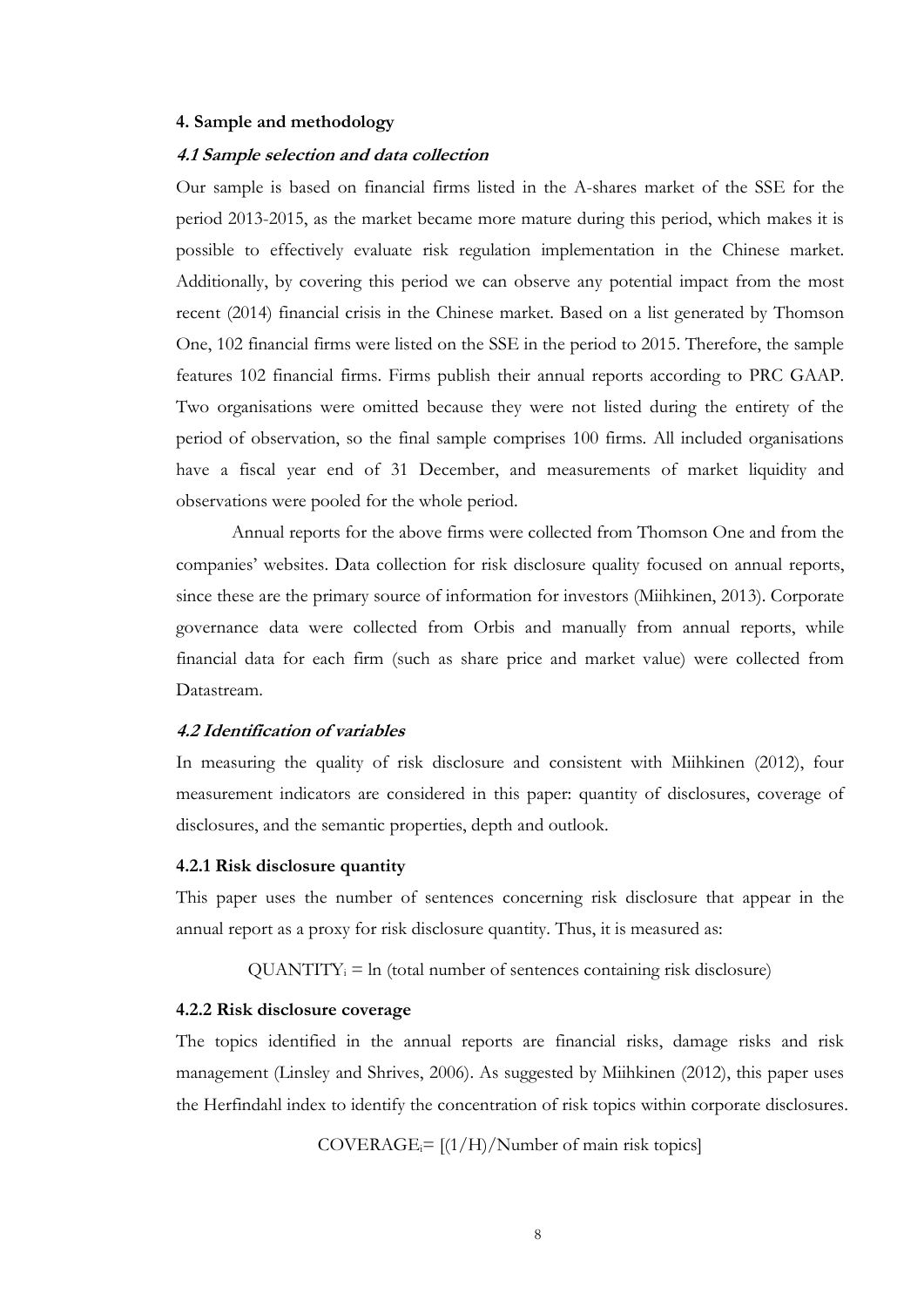#### 4. Sample and methodology

#### *4.1 Sample selection and data collection*

Our sample is based on financial firms listed in the A-shares market of the SSE for the period 2013-2015, as the market became more mature during this period, which makes it is possible to effectively evaluate risk regulation implementation in the Chinese market. Additionally, by covering this period we can observe any potential impact from the most recent (2014) financial crisis in the Chinese market. Based on a list generated by Thomson One, 102 financial firms were listed on the SSE in the period to 2015. Therefore, the sample features 102 financial firms. Firms publish their annual reports according to PRC GAAP. Two organisations were omitted because they were not listed during the entirety of the period of observation, so the final sample comprises 100 firms. All included organisations have a fiscal year end of 31 December, and measurements of market liquidity and observations were pooled for the whole period.

Annual reports for the above firms were collected from Thomson One and from the companies' websites. Data collection for risk disclosure quality focused on annual reports, since these are the primary source of information for investors (Miihkinen, 2013). Corporate governance data were collected from Orbis and manually from annual reports, while financial data for each firm (such as share price and market value) were collected from Datastream.

#### *4.2 Identification of variables*

In measuring the quality of risk disclosure and consistent with Miihkinen (2012), four measurement indicators are considered in this paper: quantity of disclosures, coverage of disclosures, and the semantic properties, depth and outlook.

#### 4.2.1 Risk disclosure quantity

This paper uses the number of sentences concerning risk disclosure that appear in the annual report as a proxy for risk disclosure quantity. Thus, it is measured as:

$$QUANTITY_i = \ln \text{(total number of sentences containing risk disclosure)}$$

#### 4.2.2 Risk disclosure coverage

The topics identified in the annual reports are financial risks, damage risks and risk management (Linsley and Shrives, 2006). As suggested by Miihkinen (2012), this paper uses the Herfindahl index to identify the concentration of risk topics within corporate disclosures.

$$COVERAGE_i = [(1/H)/\text{Number of main risk topics}]$$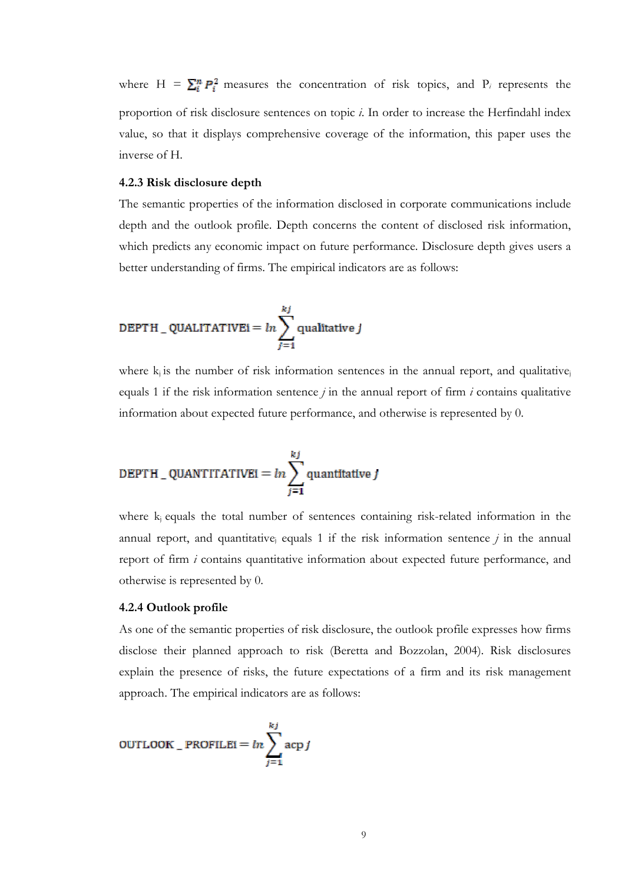where $H = \sum_i^n P_i^2$ measures the concentration of risk topics, and $P_i$ represents the proportion of risk disclosure sentences on topic *i*. In order to increase the Herfindahl index value, so that it displays comprehensive coverage of the information, this paper uses the inverse of H.

#### 4.2.3 Risk disclosure depth

The semantic properties of the information disclosed in corporate communications include depth and the outlook profile. Depth concerns the content of disclosed risk information, which predicts any economic impact on future performance. Disclosure depth gives users a better understanding of firms. The empirical indicators are as follows:

$$\text{DEPTH\_QUALITATIVEi} = \ln \sum_{j=1}^{kj} \text{qualitative}\, j$$

where $k_j$ is the number of risk information sentences in the annual report, and $\text{qualitative}_j$ equals 1 if the risk information sentence *j* in the annual report of firm *i* contains qualitative information about expected future performance, and otherwise is represented by 0.

$$\text{DEPTH\_QUANTITATIVEi} = \ln \sum_{j=1}^{kj} \text{quantitative}\, j$$

where $k_j$ equals the total number of sentences containing risk-related information in the annual report, and $\text{quantitative}_j$ equals 1 if the risk information sentence *j* in the annual report of firm *i* contains quantitative information about expected future performance, and otherwise is represented by 0.

#### 4.2.4 Outlook profile

As one of the semantic properties of risk disclosure, the outlook profile expresses how firms disclose their planned approach to risk (Beretta and Bozzolan, 2004). Risk disclosures explain the presence of risks, the future expectations of a firm and its risk management approach. The empirical indicators are as follows:

$$\text{OUTLOOK\_PROFILEi} = \ln \sum_{j=1}^{kj} \text{acp}\, j$$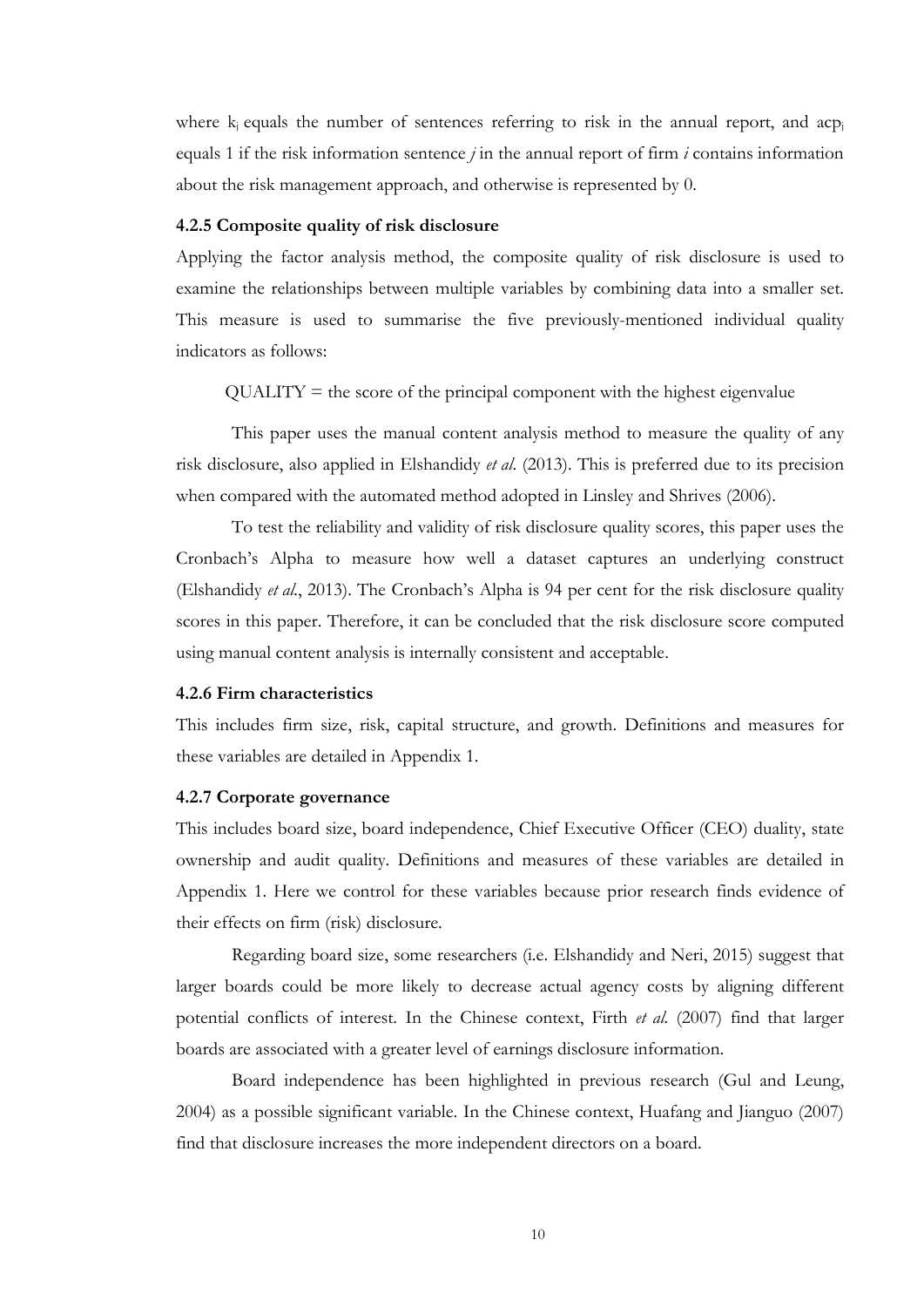where $k_i$ equals the number of sentences referring to risk in the annual report, and $acp_j$ equals 1 if the risk information sentence *j* in the annual report of firm *i* contains information about the risk management approach, and otherwise is represented by 0.

#### 4.2.5 Composite quality of risk disclosure

Applying the factor analysis method, the composite quality of risk disclosure is used to examine the relationships between multiple variables by combining data into a smaller set. This measure is used to summarise the five previously-mentioned individual quality indicators as follows:

QUALITY = the score of the principal component with the highest eigenvalue

This paper uses the manual content analysis method to measure the quality of any risk disclosure, also applied in Elshandidy *et al.* (2013). This is preferred due to its precision when compared with the automated method adopted in Linsley and Shrives (2006).

To test the reliability and validity of risk disclosure quality scores, this paper uses the Cronbach's Alpha to measure how well a dataset captures an underlying construct (Elshandidy *et al.*, 2013). The Cronbach's Alpha is 94 per cent for the risk disclosure quality scores in this paper. Therefore, it can be concluded that the risk disclosure score computed using manual content analysis is internally consistent and acceptable.

#### 4.2.6 Firm characteristics

This includes firm size, risk, capital structure, and growth. Definitions and measures for these variables are detailed in Appendix 1.

#### 4.2.7 Corporate governance

This includes board size, board independence, Chief Executive Officer (CEO) duality, state ownership and audit quality. Definitions and measures of these variables are detailed in Appendix 1. Here we control for these variables because prior research finds evidence of their effects on firm (risk) disclosure.

Regarding board size, some researchers (i.e. Elshandidy and Neri, 2015) suggest that larger boards could be more likely to decrease actual agency costs by aligning different potential conflicts of interest. In the Chinese context, Firth *et al.* (2007) find that larger boards are associated with a greater level of earnings disclosure information.

Board independence has been highlighted in previous research (Gul and Leung, 2004) as a possible significant variable. In the Chinese context, Huafang and Jianguo (2007) find that disclosure increases the more independent directors on a board.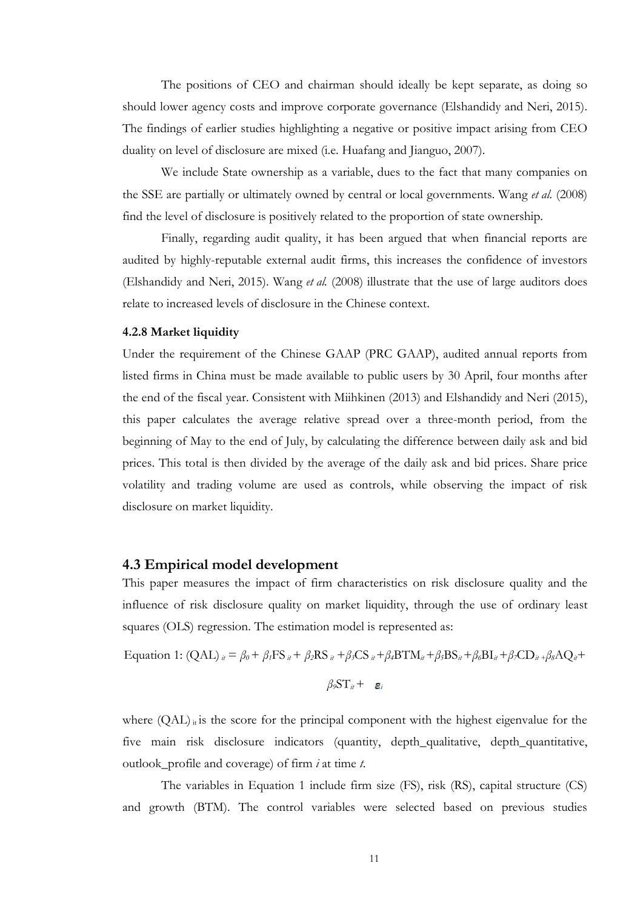The positions of CEO and chairman should ideally be kept separate, as doing so should lower agency costs and improve corporate governance (Elshandidy and Neri, 2015). The findings of earlier studies highlighting a negative or positive impact arising from CEO duality on level of disclosure are mixed (i.e. Huafang and Jianguo, 2007).

We include State ownership as a variable, dues to the fact that many companies on the SSE are partially or ultimately owned by central or local governments. Wang *et al.* (2008) find the level of disclosure is positively related to the proportion of state ownership.

Finally, regarding audit quality, it has been argued that when financial reports are audited by highly-reputable external audit firms, this increases the confidence of investors (Elshandidy and Neri, 2015). Wang *et al.* (2008) illustrate that the use of large auditors does relate to increased levels of disclosure in the Chinese context.

#### 4.2.8 Market liquidity

Under the requirement of the Chinese GAAP (PRC GAAP), audited annual reports from listed firms in China must be made available to public users by 30 April, four months after the end of the fiscal year. Consistent with Miihkinen (2013) and Elshandidy and Neri (2015), this paper calculates the average relative spread over a three-month period, from the beginning of May to the end of July, by calculating the difference between daily ask and bid prices. This total is then divided by the average of the daily ask and bid prices. Share price volatility and trading volume are used as controls, while observing the impact of risk disclosure on market liquidity.

### 4.3 Empirical model development

This paper measures the impact of firm characteristics on risk disclosure quality and the influence of risk disclosure quality on market liquidity, through the use of ordinary least squares (OLS) regression. The estimation model is represented as:

$$\text{Equation 1: } (QAL)_{it} = \beta_0 + \beta_1 FS_{it} + \beta_2 RS_{it} + \beta_3 CS_{it} + \beta_4 BTM_{it} + \beta_5 BS_{it} + \beta_6 BI_{it} + \beta_7 CD_{it} + \beta_8 AQ_{it} + \beta_9 ST_{it} + \varepsilon_i$$

where $(QAL)_{it}$ is the score for the principal component with the highest eigenvalue for the five main risk disclosure indicators (quantity, depth_qualitative, depth_quantitative, outlook_profile and coverage) of firm *i* at time *t*.

The variables in Equation 1 include firm size (FS), risk (RS), capital structure (CS) and growth (BTM). The control variables were selected based on previous studies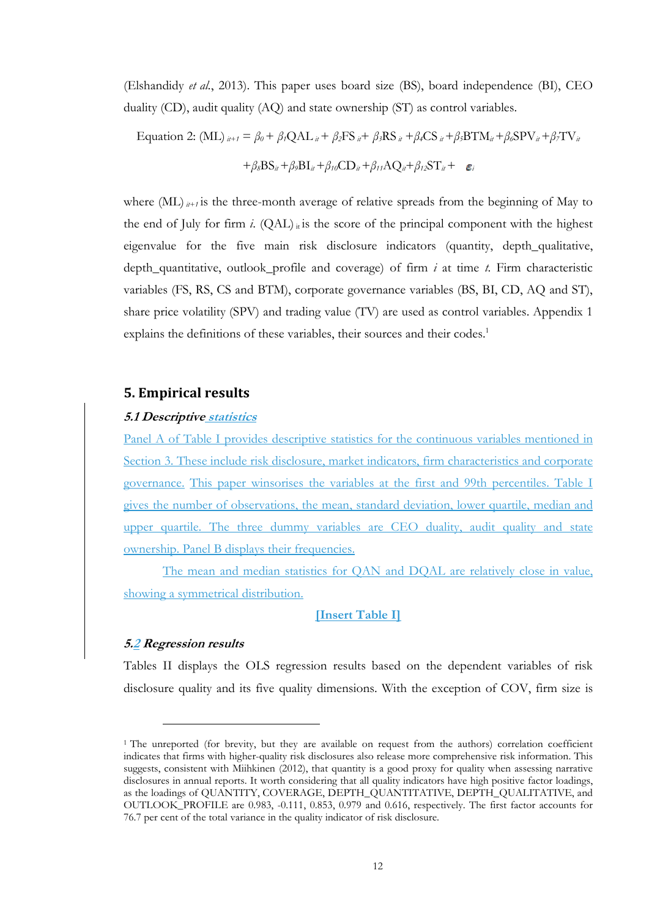(Elshandidy *et al.*, 2013). This paper uses board size (BS), board independence (BI), CEO duality (CD), audit quality (AQ) and state ownership (ST) as control variables.

$$\text{Equation 2: } (ML)_{it+1} = \beta_0 + \beta_1 QAL_{it} + \beta_2 FS_{it} + \beta_3 RS_{it} + \beta_4 CS_{it} + \beta_5 BTM_{it} + \beta_6 SPV_{it} + \beta_7 TV_{it} + \beta_8 BS_{it} + \beta_9 BI_{it} + \beta_{10} CD_{it} + \beta_{11} AQ_{it} + \beta_{12} ST_{it} + \varepsilon_i$$

where $(ML)_{it+1}$ is the three-month average of relative spreads from the beginning of May to the end of July for firm *i*. $(QAL)_{it}$ is the score of the principal component with the highest eigenvalue for the five main risk disclosure indicators (quantity, depth_qualitative, depth_quantitative, outlook_profile and coverage) of firm *i* at time *t*. Firm characteristic variables (FS, RS, CS and BTM), corporate governance variables (BS, BI, CD, AQ and ST), share price volatility (SPV) and trading value (TV) are used as control variables. Appendix 1 explains the definitions of these variables, their sources and their codes.[1]

## 5. Empirical results

### *5.1 Descriptive statistics*

Panel A of Table I provides descriptive statistics for the continuous variables mentioned in Section 3. These include risk disclosure, market indicators, firm characteristics and corporate governance. This paper winsorises the variables at the first and 99th percentiles. Table I gives the number of observations, the mean, standard deviation, lower quartile, median and upper quartile. The three dummy variables are CEO duality, audit quality and state ownership. Panel B displays their frequencies.

The mean and median statistics for QAN and DQAL are relatively close in value, showing a symmetrical distribution.

**[Insert Table I]**

### *5.2 Regression results*

Tables II displays the OLS regression results based on the dependent variables of risk disclosure quality and its five quality dimensions. With the exception of COV, firm size is

---

[1] The unreported (for brevity, but they are available on request from the authors) correlation coefficient indicates that firms with higher-quality risk disclosures also release more comprehensive risk information. This suggests, consistent with Miihkinen (2012), that quantity is a good proxy for quality when assessing narrative disclosures in annual reports. It worth considering that all quality indicators have high positive factor loadings, as the loadings of QUANTITY, COVERAGE, DEPTH_QUANTITATIVE, DEPTH_QUALITATIVE, and OUTLOOK_PROFILE are 0.983, -0.111, 0.853, 0.979 and 0.616, respectively. The first factor accounts for 76.7 per cent of the total variance in the quality indicator of risk disclosure.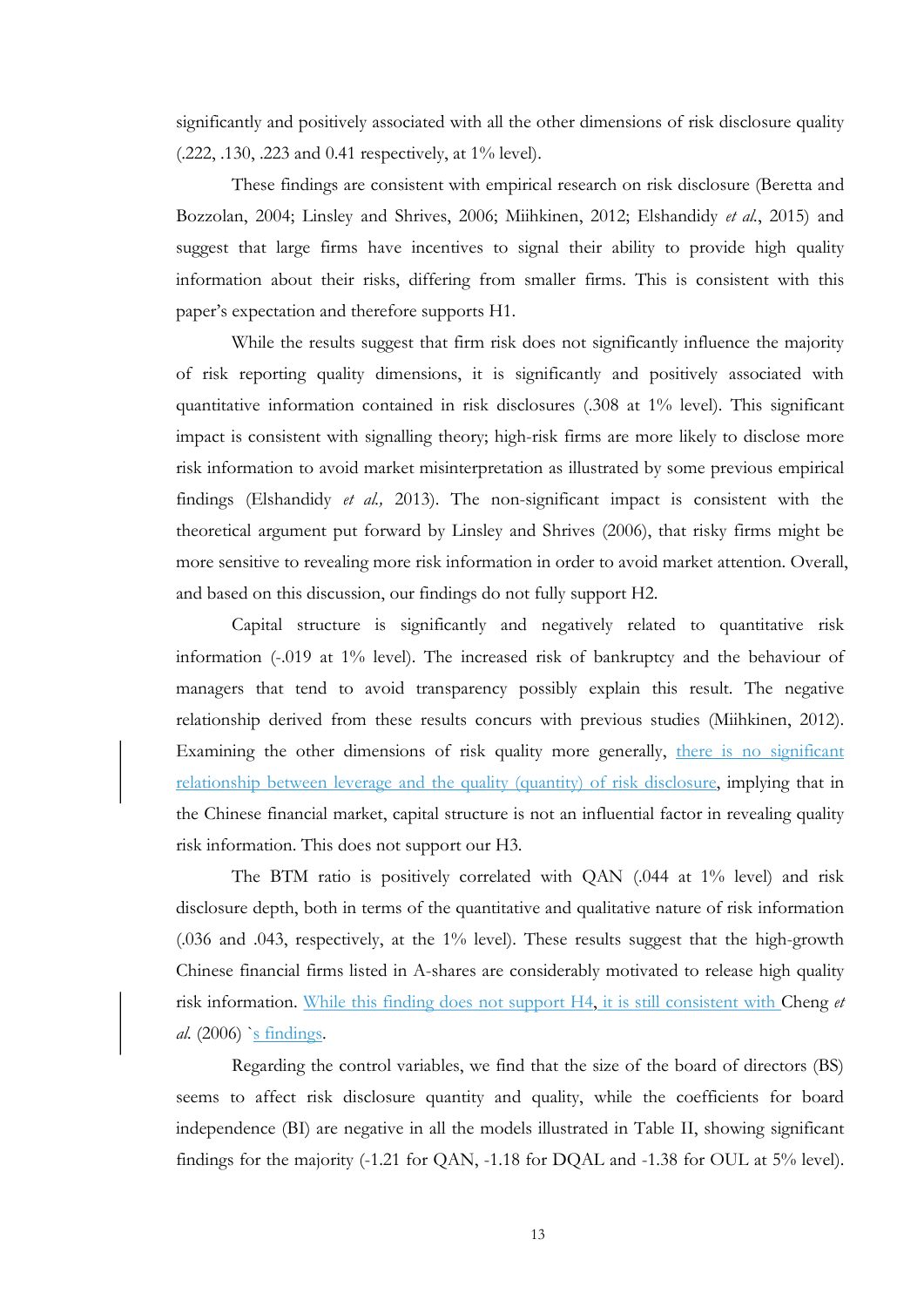significantly and positively associated with all the other dimensions of risk disclosure quality (.222, .130, .223 and 0.41 respectively, at 1% level).

These findings are consistent with empirical research on risk disclosure (Beretta and Bozzolan, 2004; Linsley and Shrives, 2006; Miihkinen, 2012; Elshandidy *et al.*, 2015) and suggest that large firms have incentives to signal their ability to provide high quality information about their risks, differing from smaller firms. This is consistent with this paper's expectation and therefore supports H1.

While the results suggest that firm risk does not significantly influence the majority of risk reporting quality dimensions, it is significantly and positively associated with quantitative information contained in risk disclosures (.308 at 1% level). This significant impact is consistent with signalling theory; high-risk firms are more likely to disclose more risk information to avoid market misinterpretation as illustrated by some previous empirical findings (Elshandidy *et al.,* 2013). The non-significant impact is consistent with the theoretical argument put forward by Linsley and Shrives (2006), that risky firms might be more sensitive to revealing more risk information in order to avoid market attention. Overall, and based on this discussion, our findings do not fully support H2.

Capital structure is significantly and negatively related to quantitative risk information (-.019 at 1% level). The increased risk of bankruptcy and the behaviour of managers that tend to avoid transparency possibly explain this result. The negative relationship derived from these results concurs with previous studies (Miihkinen, 2012). Examining the other dimensions of risk quality more generally, there is no significant relationship between leverage and the quality (quantity) of risk disclosure, implying that in the Chinese financial market, capital structure is not an influential factor in revealing quality risk information. This does not support our H3.

The BTM ratio is positively correlated with QAN (.044 at 1% level) and risk disclosure depth, both in terms of the quantitative and qualitative nature of risk information (.036 and .043, respectively, at the 1% level). These results suggest that the high-growth Chinese financial firms listed in A-shares are considerably motivated to release high quality risk information. While this finding does not support H4, it is still consistent with Cheng *et al.* (2006) `s findings.

Regarding the control variables, we find that the size of the board of directors (BS) seems to affect risk disclosure quantity and quality, while the coefficients for board independence (BI) are negative in all the models illustrated in Table II, showing significant findings for the majority (-1.21 for QAN, -1.18 for DQAL and -1.38 for OUL at 5% level).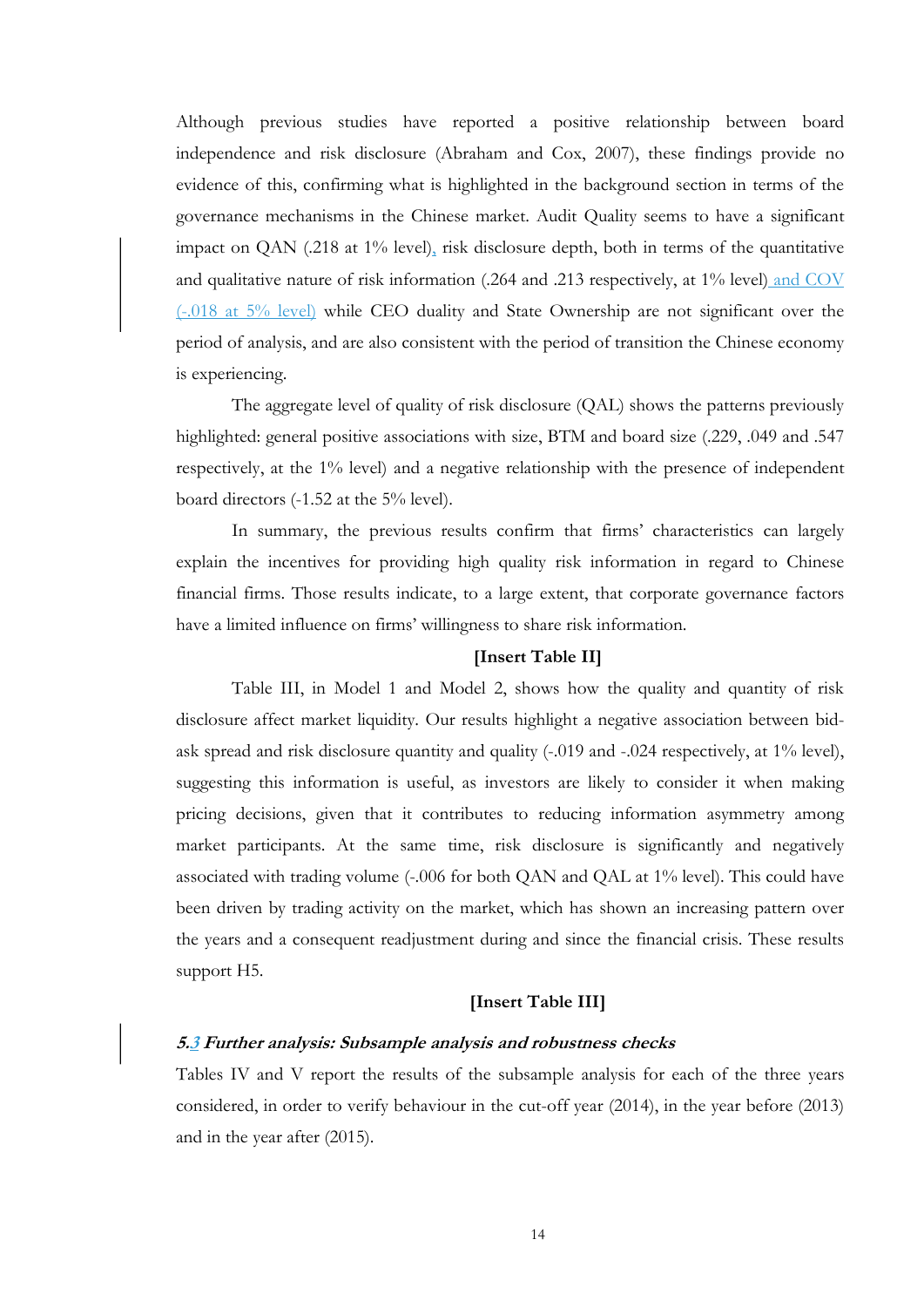Although previous studies have reported a positive relationship between board independence and risk disclosure (Abraham and Cox, 2007), these findings provide no evidence of this, confirming what is highlighted in the background section in terms of the governance mechanisms in the Chinese market. Audit Quality seems to have a significant impact on QAN (.218 at 1% level), risk disclosure depth, both in terms of the quantitative and qualitative nature of risk information (.264 and .213 respectively, at 1% level) and COV (-.018 at 5% level) while CEO duality and State Ownership are not significant over the period of analysis, and are also consistent with the period of transition the Chinese economy is experiencing.

The aggregate level of quality of risk disclosure (QAL) shows the patterns previously highlighted: general positive associations with size, BTM and board size (.229, .049 and .547 respectively, at the 1% level) and a negative relationship with the presence of independent board directors (-1.52 at the 5% level).

In summary, the previous results confirm that firms' characteristics can largely explain the incentives for providing high quality risk information in regard to Chinese financial firms. Those results indicate, to a large extent, that corporate governance factors have a limited influence on firms' willingness to share risk information.

**[Insert Table II]**

Table III, in Model 1 and Model 2, shows how the quality and quantity of risk disclosure affect market liquidity. Our results highlight a negative association between bid-ask spread and risk disclosure quantity and quality (-.019 and -.024 respectively, at 1% level), suggesting this information is useful, as investors are likely to consider it when making pricing decisions, given that it contributes to reducing information asymmetry among market participants. At the same time, risk disclosure is significantly and negatively associated with trading volume (-.006 for both QAN and QAL at 1% level). This could have been driven by trading activity on the market, which has shown an increasing pattern over the years and a consequent readjustment during and since the financial crisis. These results support H5.

**[Insert Table III]**

### *5.3 Further analysis: Subsample analysis and robustness checks*

Tables IV and V report the results of the subsample analysis for each of the three years considered, in order to verify behaviour in the cut-off year (2014), in the year before (2013) and in the year after (2015).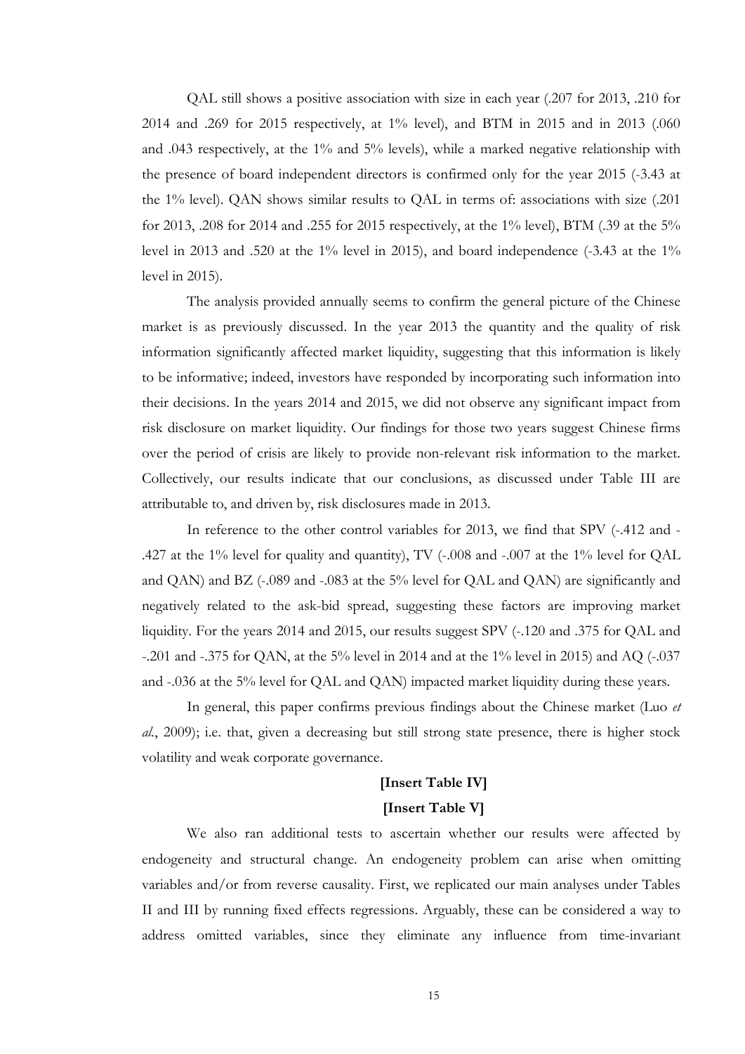QAL still shows a positive association with size in each year (.207 for 2013, .210 for 2014 and .269 for 2015 respectively, at 1% level), and BTM in 2015 and in 2013 (.060 and .043 respectively, at the 1% and 5% levels), while a marked negative relationship with the presence of board independent directors is confirmed only for the year 2015 (-3.43 at the 1% level). QAN shows similar results to QAL in terms of: associations with size (.201 for 2013, .208 for 2014 and .255 for 2015 respectively, at the 1% level), BTM (.39 at the 5% level in 2013 and .520 at the 1% level in 2015), and board independence (-3.43 at the 1% level in 2015).

The analysis provided annually seems to confirm the general picture of the Chinese market is as previously discussed. In the year 2013 the quantity and the quality of risk information significantly affected market liquidity, suggesting that this information is likely to be informative; indeed, investors have responded by incorporating such information into their decisions. In the years 2014 and 2015, we did not observe any significant impact from risk disclosure on market liquidity. Our findings for those two years suggest Chinese firms over the period of crisis are likely to provide non-relevant risk information to the market. Collectively, our results indicate that our conclusions, as discussed under Table III are attributable to, and driven by, risk disclosures made in 2013.

In reference to the other control variables for 2013, we find that SPV (-.412 and -.427 at the 1% level for quality and quantity), TV (-.008 and -.007 at the 1% level for QAL and QAN) and BZ (-.089 and -.083 at the 5% level for QAL and QAN) are significantly and negatively related to the ask-bid spread, suggesting these factors are improving market liquidity. For the years 2014 and 2015, our results suggest SPV (-.120 and .375 for QAL and -.201 and -.375 for QAN, at the 5% level in 2014 and at the 1% level in 2015) and AQ (-.037 and -.036 at the 5% level for QAL and QAN) impacted market liquidity during these years.

In general, this paper confirms previous findings about the Chinese market (Luo *et al.*, 2009); i.e. that, given a decreasing but still strong state presence, there is higher stock volatility and weak corporate governance.

**[Insert Table IV]**

**[Insert Table V]**

We also ran additional tests to ascertain whether our results were affected by endogeneity and structural change. An endogeneity problem can arise when omitting variables and/or from reverse causality. First, we replicated our main analyses under Tables II and III by running fixed effects regressions. Arguably, these can be considered a way to address omitted variables, since they eliminate any influence from time-invariant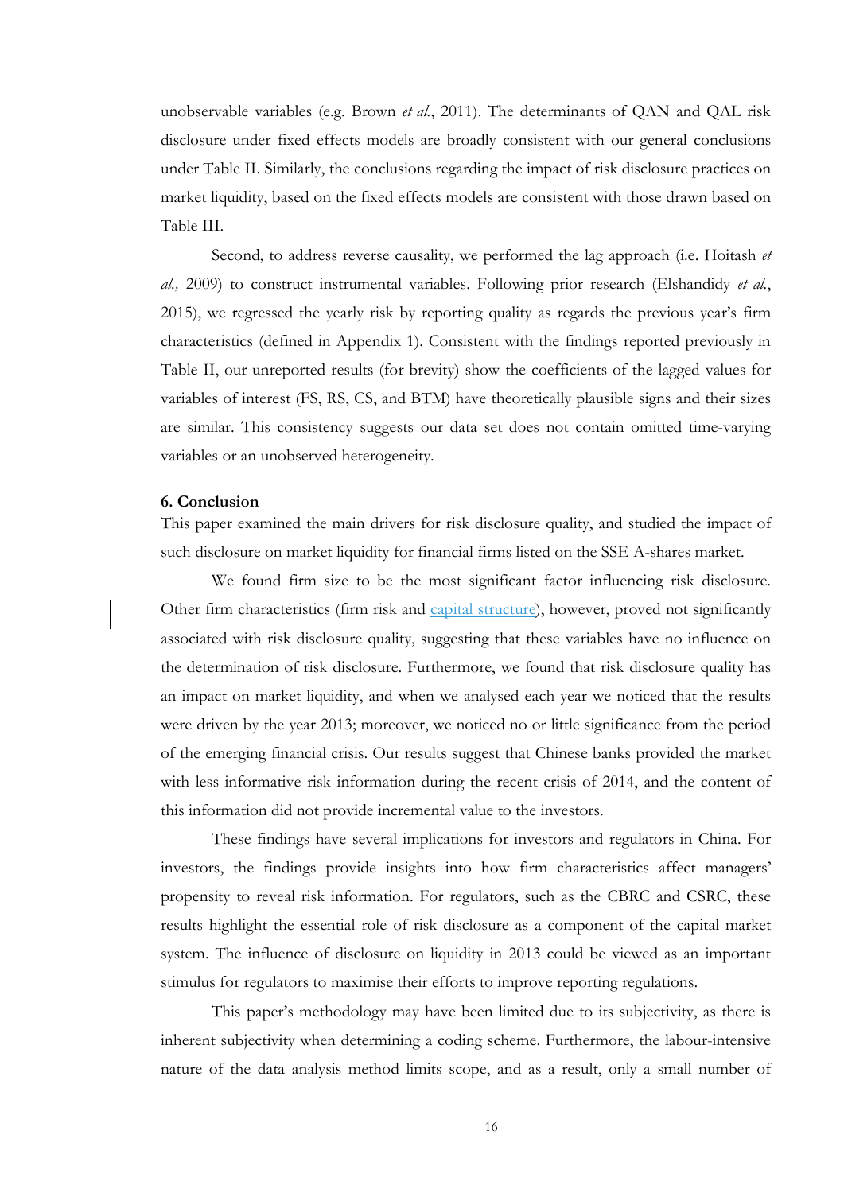unobservable variables (e.g. Brown *et al.*, 2011). The determinants of QAN and QAL risk disclosure under fixed effects models are broadly consistent with our general conclusions under Table II. Similarly, the conclusions regarding the impact of risk disclosure practices on market liquidity, based on the fixed effects models are consistent with those drawn based on Table III.

Second, to address reverse causality, we performed the lag approach (i.e. Hoitash *et al.,* 2009) to construct instrumental variables. Following prior research (Elshandidy *et al.*, 2015), we regressed the yearly risk by reporting quality as regards the previous year's firm characteristics (defined in Appendix 1). Consistent with the findings reported previously in Table II, our unreported results (for brevity) show the coefficients of the lagged values for variables of interest (FS, RS, CS, and BTM) have theoretically plausible signs and their sizes are similar. This consistency suggests our data set does not contain omitted time-varying variables or an unobserved heterogeneity.

## 6. Conclusion

This paper examined the main drivers for risk disclosure quality, and studied the impact of such disclosure on market liquidity for financial firms listed on the SSE A-shares market.

We found firm size to be the most significant factor influencing risk disclosure. Other firm characteristics (firm risk and capital structure), however, proved not significantly associated with risk disclosure quality, suggesting that these variables have no influence on the determination of risk disclosure. Furthermore, we found that risk disclosure quality has an impact on market liquidity, and when we analysed each year we noticed that the results were driven by the year 2013; moreover, we noticed no or little significance from the period of the emerging financial crisis. Our results suggest that Chinese banks provided the market with less informative risk information during the recent crisis of 2014, and the content of this information did not provide incremental value to the investors.

These findings have several implications for investors and regulators in China. For investors, the findings provide insights into how firm characteristics affect managers' propensity to reveal risk information. For regulators, such as the CBRC and CSRC, these results highlight the essential role of risk disclosure as a component of the capital market system. The influence of disclosure on liquidity in 2013 could be viewed as an important stimulus for regulators to maximise their efforts to improve reporting regulations.

This paper's methodology may have been limited due to its subjectivity, as there is inherent subjectivity when determining a coding scheme. Furthermore, the labour-intensive nature of the data analysis method limits scope, and as a result, only a small number of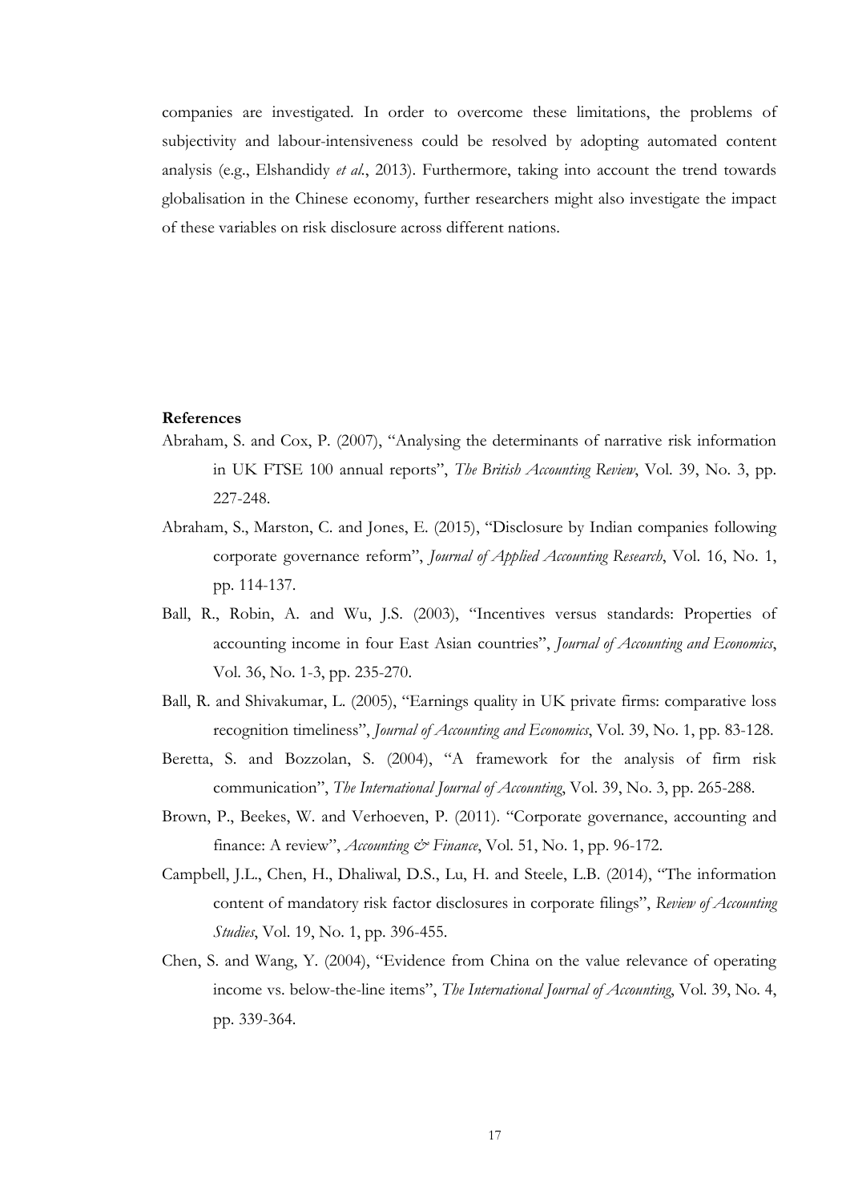companies are investigated. In order to overcome these limitations, the problems of subjectivity and labour-intensiveness could be resolved by adopting automated content analysis (e.g., Elshandidy *et al*., 2013). Furthermore, taking into account the trend towards globalisation in the Chinese economy, further researchers might also investigate the impact of these variables on risk disclosure across different nations.

**References**

Abraham, S. and Cox, P. (2007), "Analysing the determinants of narrative risk information in UK FTSE 100 annual reports", *The British Accounting Review*, Vol. 39, No. 3, pp. 227-248.

Abraham, S., Marston, C. and Jones, E. (2015), "Disclosure by Indian companies following corporate governance reform", *Journal of Applied Accounting Research*, Vol. 16, No. 1, pp. 114-137.

Ball, R., Robin, A. and Wu, J.S. (2003), "Incentives versus standards: Properties of accounting income in four East Asian countries", *Journal of Accounting and Economics*, Vol. 36, No. 1-3, pp. 235-270.

Ball, R. and Shivakumar, L. (2005), "Earnings quality in UK private firms: comparative loss recognition timeliness", *Journal of Accounting and Economics*, Vol. 39, No. 1, pp. 83-128.

Beretta, S. and Bozzolan, S. (2004), "A framework for the analysis of firm risk communication", *The International Journal of Accounting*, Vol. 39, No. 3, pp. 265-288.

Brown, P., Beekes, W. and Verhoeven, P. (2011). "Corporate governance, accounting and finance: A review", *Accounting & Finance*, Vol. 51, No. 1, pp. 96-172.

Campbell, J.L., Chen, H., Dhaliwal, D.S., Lu, H. and Steele, L.B. (2014), "The information content of mandatory risk factor disclosures in corporate filings", *Review of Accounting Studies*, Vol. 19, No. 1, pp. 396-455.

Chen, S. and Wang, Y. (2004), "Evidence from China on the value relevance of operating income vs. below-the-line items", *The International Journal of Accounting*, Vol. 39, No. 4, pp. 339-364.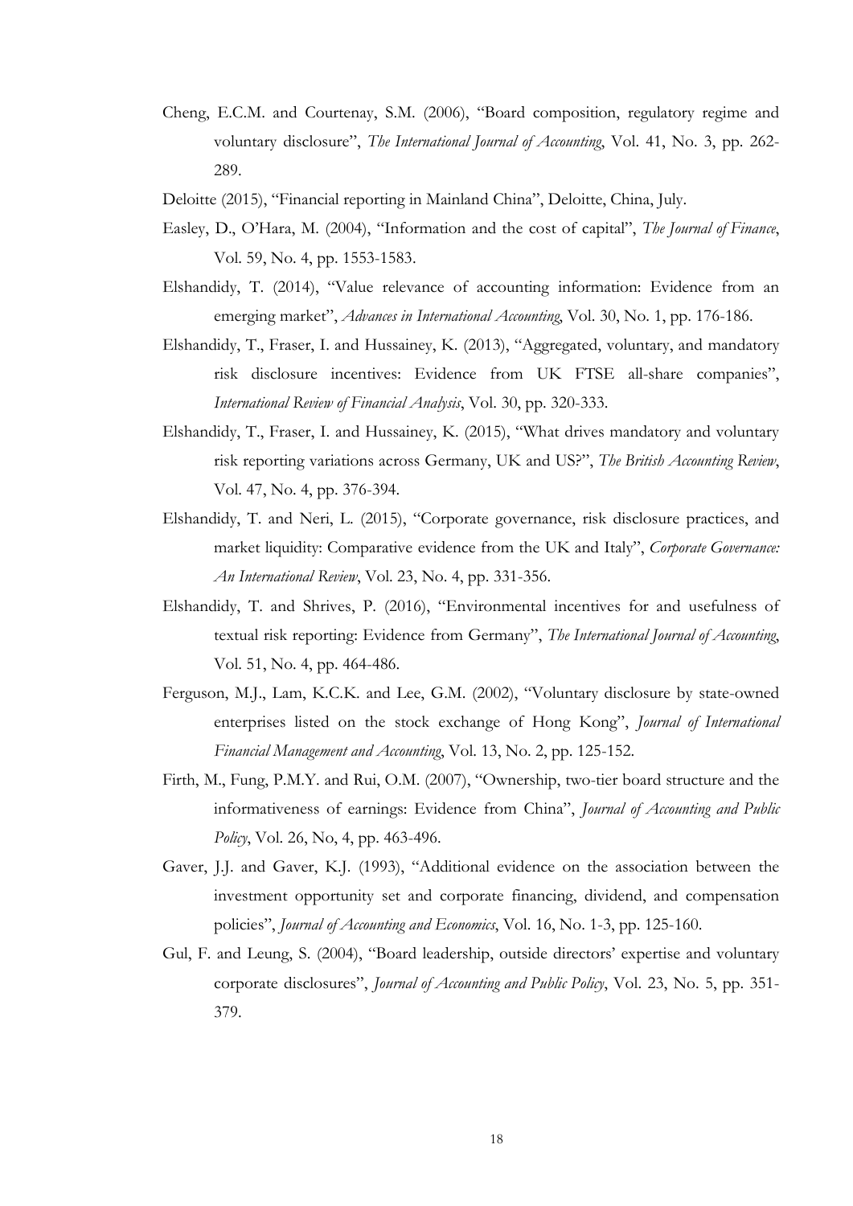Cheng, E.C.M. and Courtenay, S.M. (2006), "Board composition, regulatory regime and voluntary disclosure", *The International Journal of Accounting*, Vol. 41, No. 3, pp. 262-289.

Deloitte (2015), "Financial reporting in Mainland China", Deloitte, China, July.

Easley, D., O'Hara, M. (2004), "Information and the cost of capital", *The Journal of Finance*, Vol. 59, No. 4, pp. 1553-1583.

Elshandidy, T. (2014), "Value relevance of accounting information: Evidence from an emerging market", *Advances in International Accounting*, Vol. 30, No. 1, pp. 176-186.

Elshandidy, T., Fraser, I. and Hussainey, K. (2013), "Aggregated, voluntary, and mandatory risk disclosure incentives: Evidence from UK FTSE all-share companies", *International Review of Financial Analysis*, Vol. 30, pp. 320-333.

Elshandidy, T., Fraser, I. and Hussainey, K. (2015), "What drives mandatory and voluntary risk reporting variations across Germany, UK and US?", *The British Accounting Review*, Vol. 47, No. 4, pp. 376-394.

Elshandidy, T. and Neri, L. (2015), "Corporate governance, risk disclosure practices, and market liquidity: Comparative evidence from the UK and Italy", *Corporate Governance: An International Review*, Vol. 23, No. 4, pp. 331-356.

Elshandidy, T. and Shrives, P. (2016), "Environmental incentives for and usefulness of textual risk reporting: Evidence from Germany", *The International Journal of Accounting*, Vol. 51, No. 4, pp. 464-486.

Ferguson, M.J., Lam, K.C.K. and Lee, G.M. (2002), "Voluntary disclosure by state-owned enterprises listed on the stock exchange of Hong Kong", *Journal of International Financial Management and Accounting*, Vol. 13, No. 2, pp. 125-152.

Firth, M., Fung, P.M.Y. and Rui, O.M. (2007), "Ownership, two-tier board structure and the informativeness of earnings: Evidence from China", *Journal of Accounting and Public Policy*, Vol. 26, No, 4, pp. 463-496.

Gaver, J.J. and Gaver, K.J. (1993), "Additional evidence on the association between the investment opportunity set and corporate financing, dividend, and compensation policies", *Journal of Accounting and Economics*, Vol. 16, No. 1-3, pp. 125-160.

Gul, F. and Leung, S. (2004), "Board leadership, outside directors' expertise and voluntary corporate disclosures", *Journal of Accounting and Public Policy*, Vol. 23, No. 5, pp. 351-379.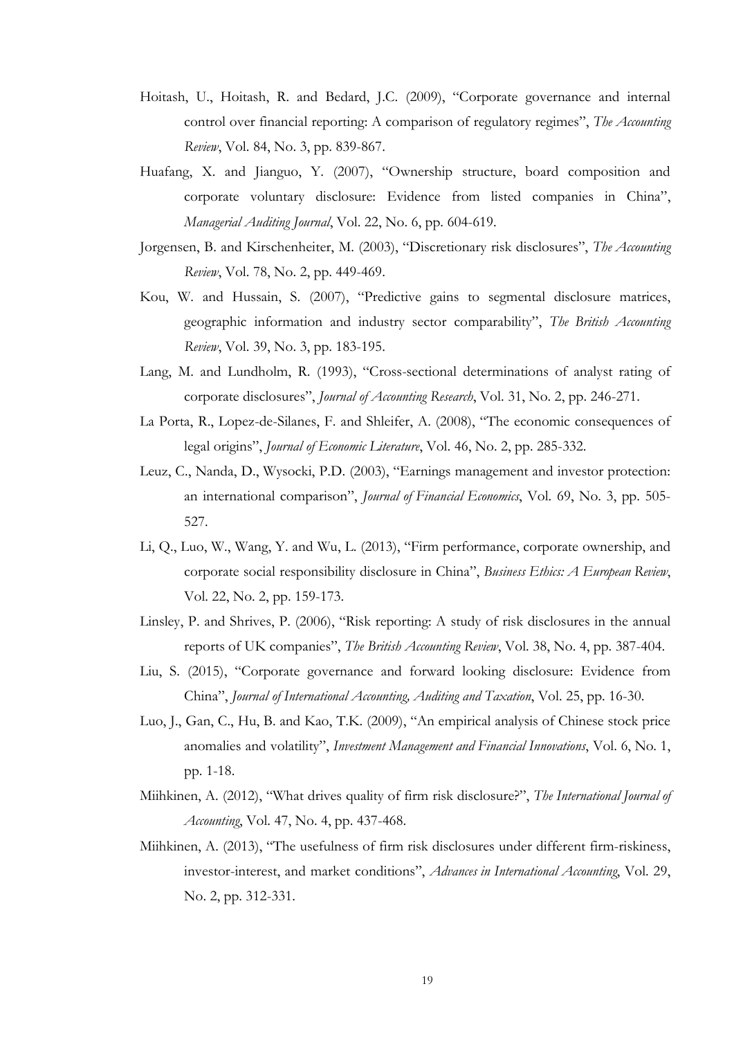Hoitash, U., Hoitash, R. and Bedard, J.C. (2009), "Corporate governance and internal control over financial reporting: A comparison of regulatory regimes", *The Accounting Review*, Vol. 84, No. 3, pp. 839-867.

Huafang, X. and Jianguo, Y. (2007), "Ownership structure, board composition and corporate voluntary disclosure: Evidence from listed companies in China", *Managerial Auditing Journal*, Vol. 22, No. 6, pp. 604-619.

Jorgensen, B. and Kirschenheiter, M. (2003), "Discretionary risk disclosures", *The Accounting Review*, Vol. 78, No. 2, pp. 449-469.

Kou, W. and Hussain, S. (2007), "Predictive gains to segmental disclosure matrices, geographic information and industry sector comparability", *The British Accounting Review*, Vol. 39, No. 3, pp. 183-195.

Lang, M. and Lundholm, R. (1993), "Cross-sectional determinations of analyst rating of corporate disclosures", *Journal of Accounting Research*, Vol. 31, No. 2, pp. 246-271.

La Porta, R., Lopez-de-Silanes, F. and Shleifer, A. (2008), "The economic consequences of legal origins", *Journal of Economic Literature*, Vol. 46, No. 2, pp. 285-332.

Leuz, C., Nanda, D., Wysocki, P.D. (2003), "Earnings management and investor protection: an international comparison", *Journal of Financial Economics*, Vol. 69, No. 3, pp. 505-527.

Li, Q., Luo, W., Wang, Y. and Wu, L. (2013), "Firm performance, corporate ownership, and corporate social responsibility disclosure in China", *Business Ethics: A European Review*, Vol. 22, No. 2, pp. 159-173.

Linsley, P. and Shrives, P. (2006), "Risk reporting: A study of risk disclosures in the annual reports of UK companies", *The British Accounting Review*, Vol. 38, No. 4, pp. 387-404.

Liu, S. (2015), "Corporate governance and forward looking disclosure: Evidence from China", *Journal of International Accounting, Auditing and Taxation*, Vol. 25, pp. 16-30.

Luo, J., Gan, C., Hu, B. and Kao, T.K. (2009), "An empirical analysis of Chinese stock price anomalies and volatility", *Investment Management and Financial Innovations*, Vol. 6, No. 1, pp. 1-18.

Miihkinen, A. (2012), "What drives quality of firm risk disclosure?", *The International Journal of Accounting*, Vol. 47, No. 4, pp. 437-468.

Miihkinen, A. (2013), "The usefulness of firm risk disclosures under different firm-riskiness, investor-interest, and market conditions", *Advances in International Accounting*, Vol. 29, No. 2, pp. 312-331.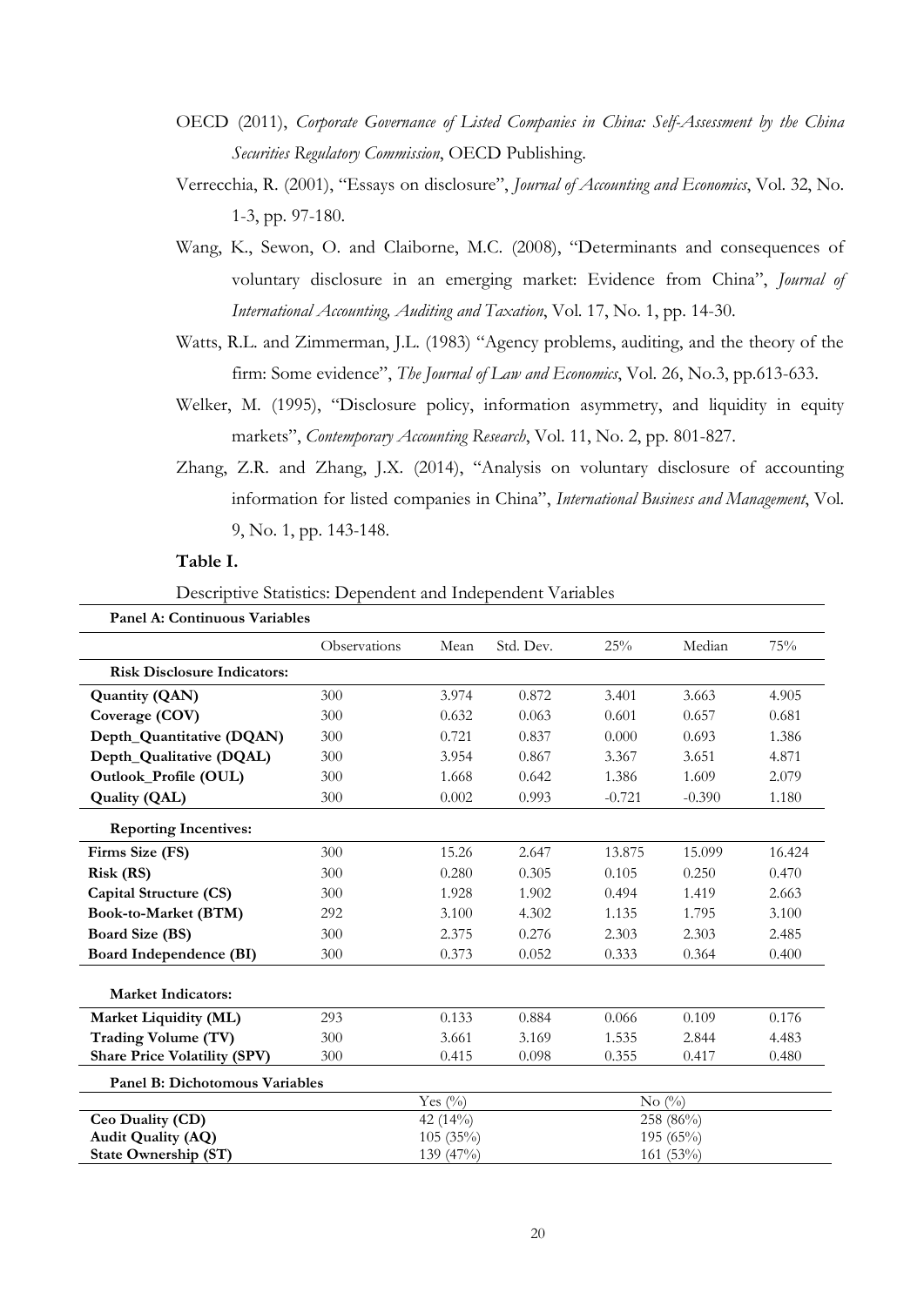OECD (2011), *Corporate Governance of Listed Companies in China: Self-Assessment by the China Securities Regulatory Commission*, OECD Publishing.

Verrecchia, R. (2001), "Essays on disclosure", *Journal of Accounting and Economics*, Vol. 32, No. 1-3, pp. 97-180.

Wang, K., Sewon, O. and Claiborne, M.C. (2008), "Determinants and consequences of voluntary disclosure in an emerging market: Evidence from China", *Journal of International Accounting, Auditing and Taxation*, Vol. 17, No. 1, pp. 14-30.

Watts, R.L. and Zimmerman, J.L. (1983) "Agency problems, auditing, and the theory of the firm: Some evidence", *The Journal of Law and Economics*, Vol. 26, No.3, pp.613-633.

Welker, M. (1995), "Disclosure policy, information asymmetry, and liquidity in equity markets", *Contemporary Accounting Research*, Vol. 11, No. 2, pp. 801-827.

Zhang, Z.R. and Zhang, J.X. (2014), "Analysis on voluntary disclosure of accounting information for listed companies in China", *International Business and Management*, Vol. 9, No. 1, pp. 143-148.

**Table I.**

Descriptive Statistics: Dependent and Independent Variables

| **Panel A: Continuous Variables** | | | | | | |
|---|---|---|---|---|---|---|
| | Observations | Mean | Std. Dev. | 25% | Median | 75% |
| **Risk Disclosure Indicators:** | | | | | | |
| **Quantity (QAN)** | 300 | 3.974 | 0.872 | 3.401 | 3.663 | 4.905 |
| **Coverage (COV)** | 300 | 0.632 | 0.063 | 0.601 | 0.657 | 0.681 |
| **Depth_Quantitative (DQAN)** | 300 | 0.721 | 0.837 | 0.000 | 0.693 | 1.386 |
| **Depth_Qualitative (DQAL)** | 300 | 3.954 | 0.867 | 3.367 | 3.651 | 4.871 |
| **Outlook_Profile (OUL)** | 300 | 1.668 | 0.642 | 1.386 | 1.609 | 2.079 |
| **Quality (QAL)** | 300 | 0.002 | 0.993 | -0.721 | -0.390 | 1.180 |
| **Reporting Incentives:** | | | | | | |
| **Firms Size (FS)** | 300 | 15.26 | 2.647 | 13.875 | 15.099 | 16.424 |
| **Risk (RS)** | 300 | 0.280 | 0.305 | 0.105 | 0.250 | 0.470 |
| **Capital Structure (CS)** | 300 | 1.928 | 1.902 | 0.494 | 1.419 | 2.663 |
| **Book-to-Market (BTM)** | 292 | 3.100 | 4.302 | 1.135 | 1.795 | 3.100 |
| **Board Size (BS)** | 300 | 2.375 | 0.276 | 2.303 | 2.303 | 2.485 |
| **Board Independence (BI)** | 300 | 0.373 | 0.052 | 0.333 | 0.364 | 0.400 |
| **Market Indicators:** | | | | | | |
| **Market Liquidity (ML)** | 293 | 0.133 | 0.884 | 0.066 | 0.109 | 0.176 |
| **Trading Volume (TV)** | 300 | 3.661 | 3.169 | 1.535 | 2.844 | 4.483 |
| **Share Price Volatility (SPV)** | 300 | 0.415 | 0.098 | 0.355 | 0.417 | 0.480 |

| **Panel B: Dichotomous Variables** | | |
|---|---|---|
| | Yes (%) | No (%) |
| **Ceo Duality (CD)** | 42 (14%) | 258 (86%) |
| **Audit Quality (AQ)** | 105 (35%) | 195 (65%) |
| **State Ownership (ST)** | 139 (47%) | 161 (53%) |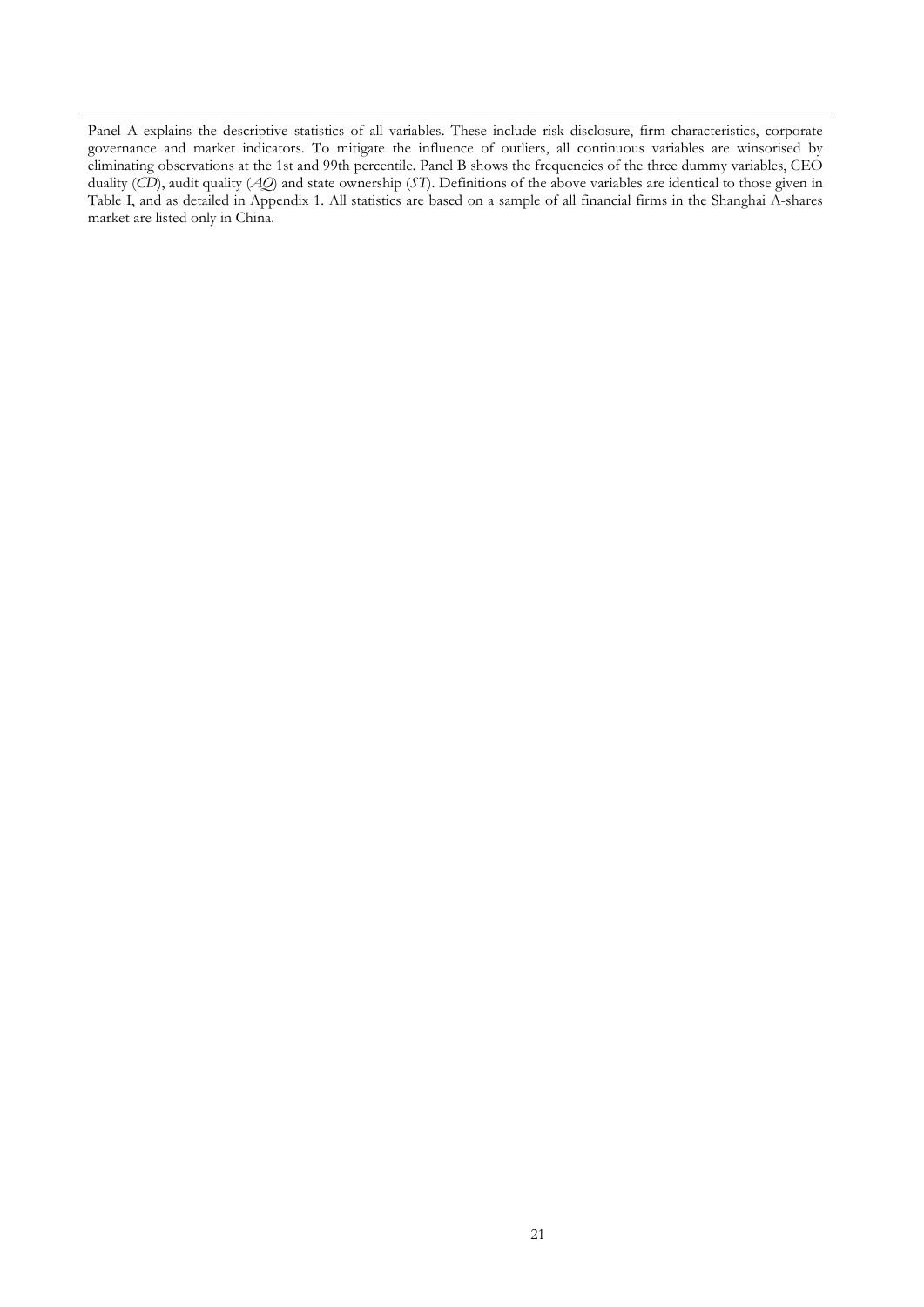Panel A explains the descriptive statistics of all variables. These include risk disclosure, firm characteristics, corporate governance and market indicators. To mitigate the influence of outliers, all continuous variables are winsorised by eliminating observations at the 1st and 99th percentile. Panel B shows the frequencies of the three dummy variables, CEO duality (*CD*), audit quality (*AQ*) and state ownership (*ST*). Definitions of the above variables are identical to those given in Table I, and as detailed in Appendix 1. All statistics are based on a sample of all financial firms in the Shanghai A-shares market are listed only in China.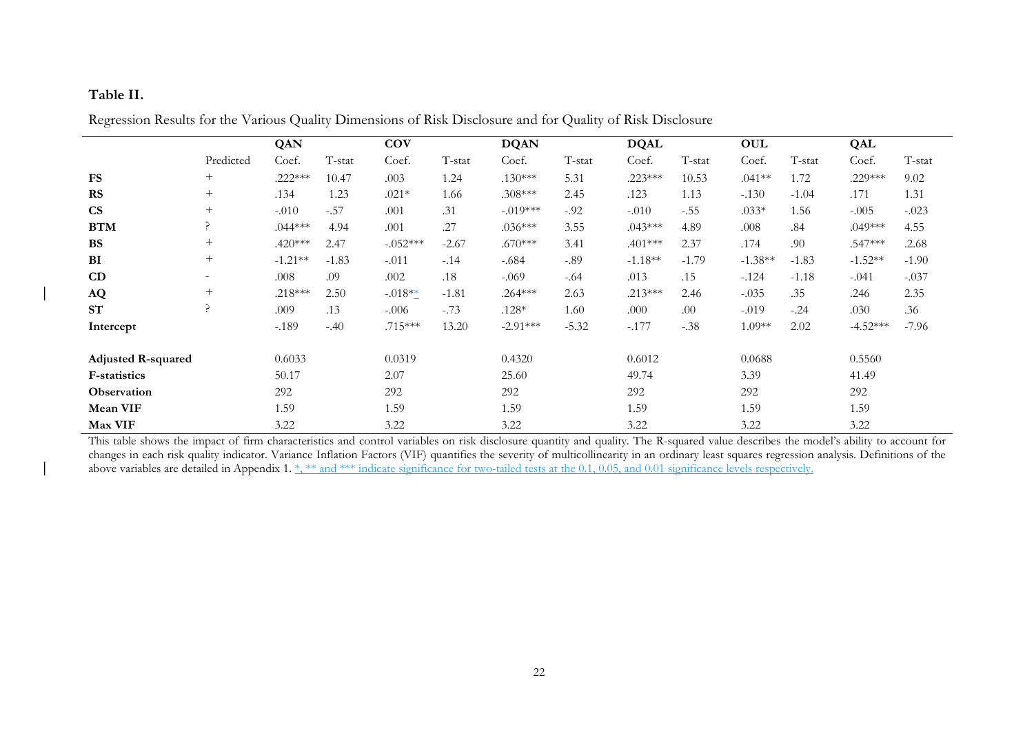**Table II.**

Regression Results for the Various Quality Dimensions of Risk Disclosure and for Quality of Risk Disclosure

| | | QAN | | COV | | DQAN | | DQAL | | OUL | | QAL | |
|---|---|---|---|---|---|---|---|---|---|---|---|---|---|
| | Predicted | Coef. | T-stat | Coef. | T-stat | Coef. | T-stat | Coef. | T-stat | Coef. | T-stat | Coef. | T-stat |
| **FS** | + | .222*** | 10.47 | .003 | 1.24 | .130*** | 5.31 | .223*** | 10.53 | .041** | 1.72 | .229*** | 9.02 |
| **RS** | + | .134 | 1.23 | .021* | 1.66 | .308*** | 2.45 | .123 | 1.13 | -.130 | -1.04 | .171 | 1.31 |
| **CS** | + | -.010 | -.57 | .001 | .31 | -.019*** | -.92 | -.010 | -.55 | .033* | 1.56 | -.005 | -.023 |
| **BTM** | ? | .044*** | 4.94 | .001 | .27 | .036*** | 3.55 | .043*** | 4.89 | .008 | .84 | .049*** | 4.55 |
| **BS** | + | .420*** | 2.47 | -.052*** | -2.67 | .670*** | 3.41 | .401*** | 2.37 | .174 | .90 | .547*** | .2.68 |
| **BI** | + | -1.21** | -1.83 | -.011 | -.14 | -.684 | -.89 | -1.18** | -1.79 | -1.38** | -1.83 | -1.52** | -1.90 |
| **CD** | - | .008 | .09 | .002 | .18 | -.069 | -.64 | .013 | .15 | -.124 | -1.18 | -.041 | -.037 |
| **AQ** | + | .218*** | 2.50 | -.018** | -1.81 | .264*** | 2.63 | .213*** | 2.46 | -.035 | .35 | .246 | 2.35 |
| **ST** | ? | .009 | .13 | -.006 | -.73 | .128* | 1.60 | .000 | .00 | -.019 | -.24 | .030 | .36 |
| **Intercept** | | -.189 | -.40 | .715*** | 13.20 | -2.91*** | -5.32 | -.177 | -.38 | 1.09** | 2.02 | -4.52*** | -7.96 |
| **Adjusted R-squared** | | 0.6033 | | 0.0319 | | 0.4320 | | 0.6012 | | 0.0688 | | 0.5560 | |
| **F-statistics** | | 50.17 | | 2.07 | | 25.60 | | 49.74 | | 3.39 | | 41.49 | |
| **Observation** | | 292 | | 292 | | 292 | | 292 | | 292 | | 292 | |
| **Mean VIF** | | 1.59 | | 1.59 | | 1.59 | | 1.59 | | 1.59 | | 1.59 | |
| **Max VIF** | | 3.22 | | 3.22 | | 3.22 | | 3.22 | | 3.22 | | 3.22 | |

This table shows the impact of firm characteristics and control variables on risk disclosure quantity and quality. The R-squared value describes the model's ability to account for changes in each risk quality indicator. Variance Inflation Factors (VIF) quantifies the severity of multicollinearity in an ordinary least squares regression analysis. Definitions of the above variables are detailed in Appendix 1. *, ** and *** indicate significance for two-tailed tests at the 0.1, 0.05, and 0.01 significance levels respectively.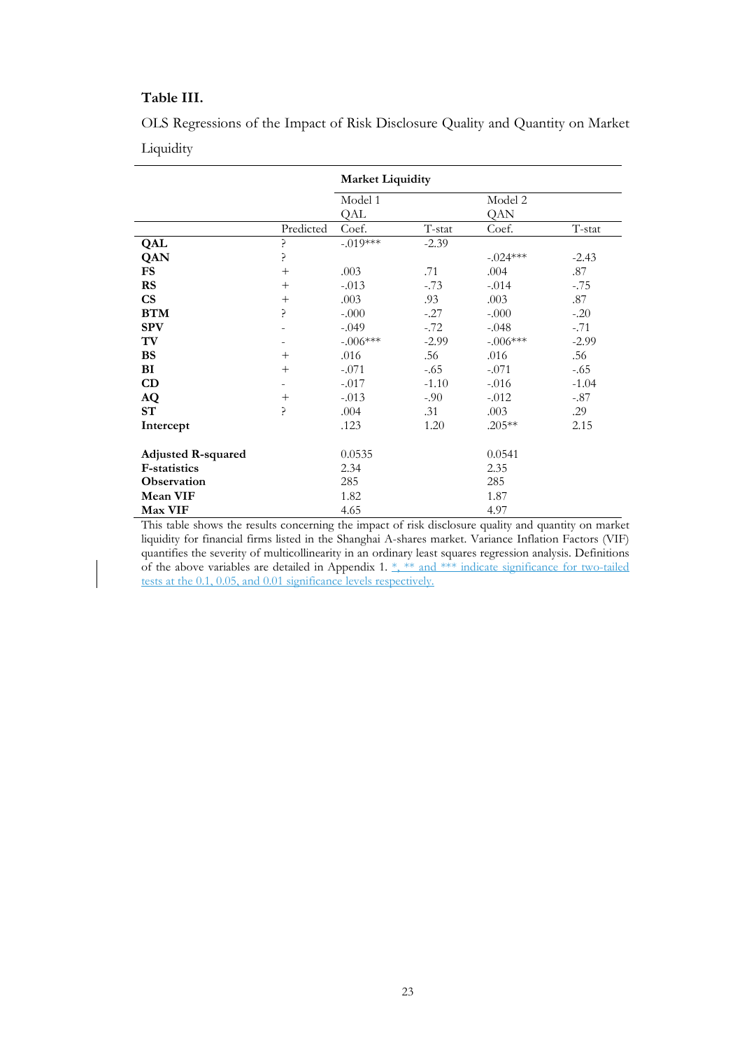**Table III.**

OLS Regressions of the Impact of Risk Disclosure Quality and Quantity on Market Liquidity

| | | Market Liquidity | | | |
|---|---|---|---|---|---|
| | | Model 1 QAL | | Model 2 QAN | |
| | Predicted | Coef. | T-stat | Coef. | T-stat |
| **QAL** | ? | -.019*** | -2.39 | | |
| **QAN** | ? | | | -.024*** | -2.43 |
| **FS** | + | .003 | .71 | .004 | .87 |
| **RS** | + | -.013 | -.73 | -.014 | -.75 |
| **CS** | + | .003 | .93 | .003 | .87 |
| **BTM** | ? | -.000 | -.27 | -.000 | -.20 |
| **SPV** | - | -.049 | -.72 | -.048 | -.71 |
| **TV** | - | -.006*** | -2.99 | -.006*** | -2.99 |
| **BS** | + | .016 | .56 | .016 | .56 |
| **BI** | + | -.071 | -.65 | -.071 | -.65 |
| **CD** | - | -.017 | -1.10 | -.016 | -1.04 |
| **AQ** | + | -.013 | -.90 | -.012 | -.87 |
| **ST** | ? | .004 | .31 | .003 | .29 |
| **Intercept** | | .123 | 1.20 | .205** | 2.15 |
| | | | | | |
| **Adjusted R-squared** | | 0.0535 | | 0.0541 | |
| **F-statistics** | | 2.34 | | 2.35 | |
| **Observation** | | 285 | | 285 | |
| **Mean VIF** | | 1.82 | | 1.87 | |
| **Max VIF** | | 4.65 | | 4.97 | |

This table shows the results concerning the impact of risk disclosure quality and quantity on market liquidity for financial firms listed in the Shanghai A-shares market. Variance Inflation Factors (VIF) quantifies the severity of multicollinearity in an ordinary least squares regression analysis. Definitions of the above variables are detailed in Appendix 1. *, ** and *** indicate significance for two-tailed tests at the 0.1, 0.05, and 0.01 significance levels respectively.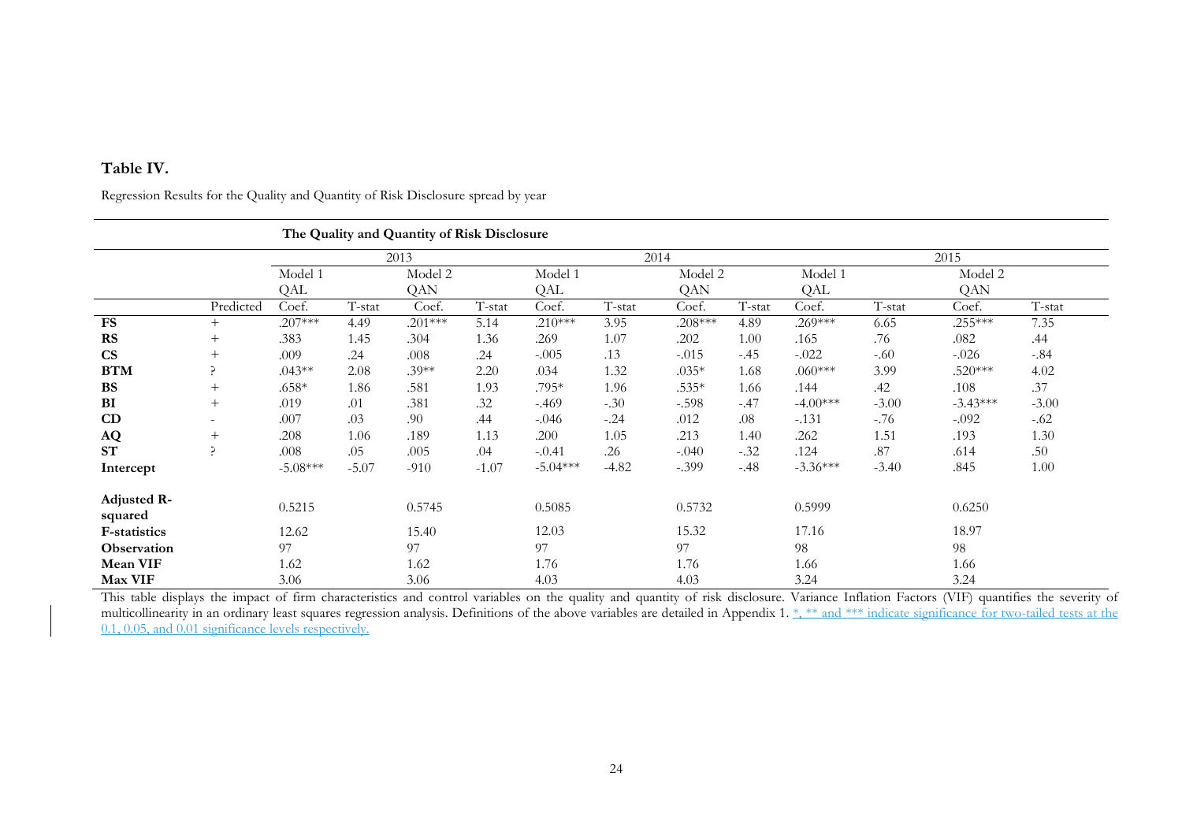**Table IV.**

Regression Results for the Quality and Quantity of Risk Disclosure spread by year

| | | The Quality and Quantity of Risk Disclosure | | | | | | | | | | | |
|---|---|---|---|---|---|---|---|---|---|---|---|---|---|
| | | 2013 | | | | 2014 | | | | 2015 | | | |
| | | Model 1 QAL | | Model 2 QAN | | Model 1 QAL | | Model 2 QAN | | Model 1 QAL | | Model 2 QAN | |
| | Predicted | Coef. | T-stat | Coef. | T-stat | Coef. | T-stat | Coef. | T-stat | Coef. | T-stat | Coef. | T-stat |
| **FS** | + | .207*** | 4.49 | .201*** | 5.14 | .210*** | 3.95 | .208*** | 4.89 | .269*** | 6.65 | .255*** | 7.35 |
| **RS** | + | .383 | 1.45 | .304 | 1.36 | .269 | 1.07 | .202 | 1.00 | .165 | .76 | .082 | .44 |
| **CS** | + | .009 | .24 | .008 | .24 | -.005 | .13 | -.015 | -.45 | -.022 | -.60 | -.026 | -.84 |
| **BTM** | ? | .043** | 2.08 | .39** | 2.20 | .034 | 1.32 | .035* | 1.68 | .060*** | 3.99 | .520*** | 4.02 |
| **BS** | + | .658* | 1.86 | .581 | 1.93 | .795* | 1.96 | .535* | 1.66 | .144 | .42 | .108 | .37 |
| **BI** | + | .019 | .01 | .381 | .32 | -.469 | -.30 | -.598 | -.47 | -4.00*** | -3.00 | -3.43*** | -3.00 |
| **CD** | - | .007 | .03 | .90 | .44 | -.046 | -.24 | .012 | .08 | -.131 | -.76 | -.092 | -.62 |
| **AQ** | + | .208 | 1.06 | .189 | 1.13 | .200 | 1.05 | .213 | 1.40 | .262 | 1.51 | .193 | 1.30 |
| **ST** | ? | .008 | .05 | .005 | .04 | -.0.41 | .26 | -.040 | -.32 | .124 | .87 | .614 | .50 |
| **Intercept** | | -5.08*** | -5.07 | -910 | -1.07 | -5.04*** | -4.82 | -.399 | -.48 | -3.36*** | -3.40 | .845 | 1.00 |
| **Adjusted R-squared** | | 0.5215 | | 0.5745 | | 0.5085 | | 0.5732 | | 0.5999 | | 0.6250 | |
| **F-statistics** | | 12.62 | | 15.40 | | 12.03 | | 15.32 | | 17.16 | | 18.97 | |
| **Observation** | | 97 | | 97 | | 97 | | 97 | | 98 | | 98 | |
| **Mean VIF** | | 1.62 | | 1.62 | | 1.76 | | 1.76 | | 1.66 | | 1.66 | |
| **Max VIF** | | 3.06 | | 3.06 | | 4.03 | | 4.03 | | 3.24 | | 3.24 | |

This table displays the impact of firm characteristics and control variables on the quality and quantity of risk disclosure. Variance Inflation Factors (VIF) quantifies the severity of multicollinearity in an ordinary least squares regression analysis. Definitions of the above variables are detailed in Appendix 1. *, ** and *** indicate significance for two-tailed tests at the 0.1, 0.05, and 0.01 significance levels respectively.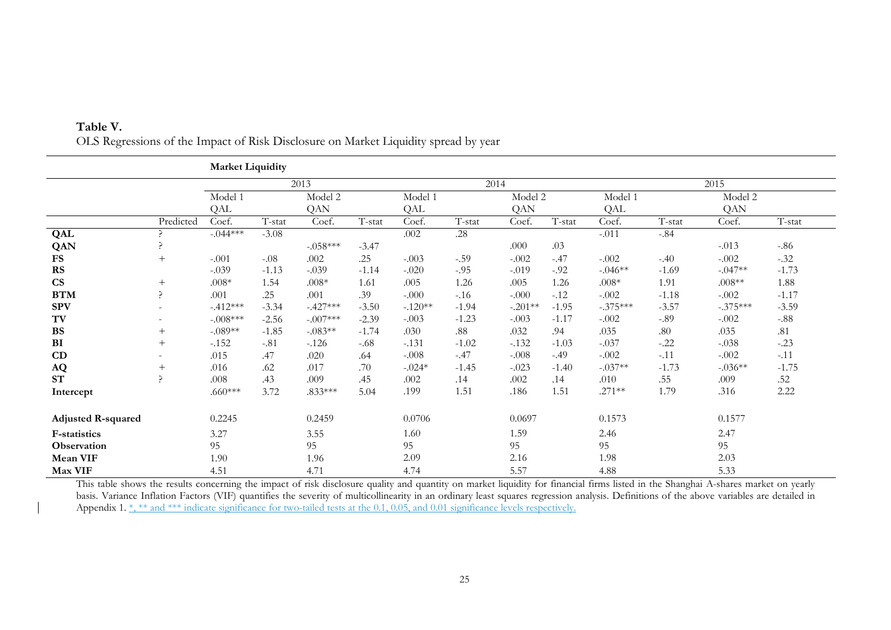**Table V.**
OLS Regressions of the Impact of Risk Disclosure on Market Liquidity spread by year

| | | Market Liquidity | | | | | | | | | | | |
|---|---|---|---|---|---|---|---|---|---|---|---|---|---|
| | | 2013 | | | | 2014 | | | | 2015 | | | |
| | | Model 1 QAL | | Model 2 QAN | | Model 1 QAL | | Model 2 QAN | | Model 1 QAL | | Model 2 QAN | |
| | Predicted | Coef. | T-stat | Coef. | T-stat | Coef. | T-stat | Coef. | T-stat | Coef. | T-stat | Coef. | T-stat |
| **QAL** | ? | -.044*** | -3.08 | | | .002 | .28 | | | -.011 | -.84 | | |
| **QAN** | ? | | | -.058*** | -3.47 | | | .000 | .03 | | | -.013 | -.86 |
| **FS** | + | -.001 | -.08 | .002 | .25 | -.003 | -.59 | -.002 | -.47 | -.002 | -.40 | -.002 | -.32 |
| **RS** | | -.039 | -1.13 | -.039 | -1.14 | -.020 | -.95 | -.019 | -.92 | -.046** | -1.69 | -.047** | -1.73 |
| **CS** | + | .008* | 1.54 | .008* | 1.61 | .005 | 1.26 | .005 | 1.26 | .008* | 1.91 | .008** | 1.88 |
| **BTM** | ? | .001 | .25 | .001 | .39 | -.000 | -.16 | -.000 | -.12 | -.002 | -1.18 | -.002 | -1.17 |
| **SPV** | - | -.412*** | -3.34 | -.427*** | -3.50 | -.120** | -1.94 | -.201** | -1.95 | -.375*** | -3.57 | -.375*** | -3.59 |
| **TV** | - | -.008*** | -2.56 | -.007*** | -2.39 | -.003 | -1.23 | -.003 | -1.17 | -.002 | -.89 | -.002 | -.88 |
| **BS** | + | -.089** | -1.85 | -.083** | -1.74 | .030 | .88 | .032 | .94 | .035 | .80 | .035 | .81 |
| **BI** | + | -.152 | -.81 | -.126 | -.68 | -.131 | -1.02 | -.132 | -1.03 | -.037 | -.22 | -.038 | -.23 |
| **CD** | - | .015 | .47 | .020 | .64 | -.008 | -.47 | -.008 | -.49 | -.002 | -.11 | -.002 | -.11 |
| **AQ** | + | .016 | .62 | .017 | .70 | -.024* | -1.45 | -.023 | -1.40 | -.037** | -1.73 | -.036** | -1.75 |
| **ST** | ? | .008 | .43 | .009 | .45 | .002 | .14 | .002 | .14 | .010 | .55 | .009 | .52 |
| **Intercept** | | .660*** | 3.72 | .833*** | 5.04 | .199 | 1.51 | .186 | 1.51 | .271** | 1.79 | .316 | 2.22 |
| **Adjusted R-squared** | | 0.2245 | | 0.2459 | | 0.0706 | | 0.0697 | | 0.1573 | | 0.1577 | |
| **F-statistics** | | 3.27 | | 3.55 | | 1.60 | | 1.59 | | 2.46 | | 2.47 | |
| **Observation** | | 95 | | 95 | | 95 | | 95 | | 95 | | 95 | |
| **Mean VIF** | | 1.90 | | 1.96 | | 2.09 | | 2.16 | | 1.98 | | 2.03 | |
| **Max VIF** | | 4.51 | | 4.71 | | 4.74 | | 5.57 | | 4.88 | | 5.33 | |

This table shows the results concerning the impact of risk disclosure quality and quantity on market liquidity for financial firms listed in the Shanghai A-shares market on yearly basis. Variance Inflation Factors (VIF) quantifies the severity of multicollinearity in an ordinary least squares regression analysis. Definitions of the above variables are detailed in Appendix 1. *, ** and *** indicate significance for two-tailed tests at the 0.1, 0.05, and 0.01 significance levels respectively.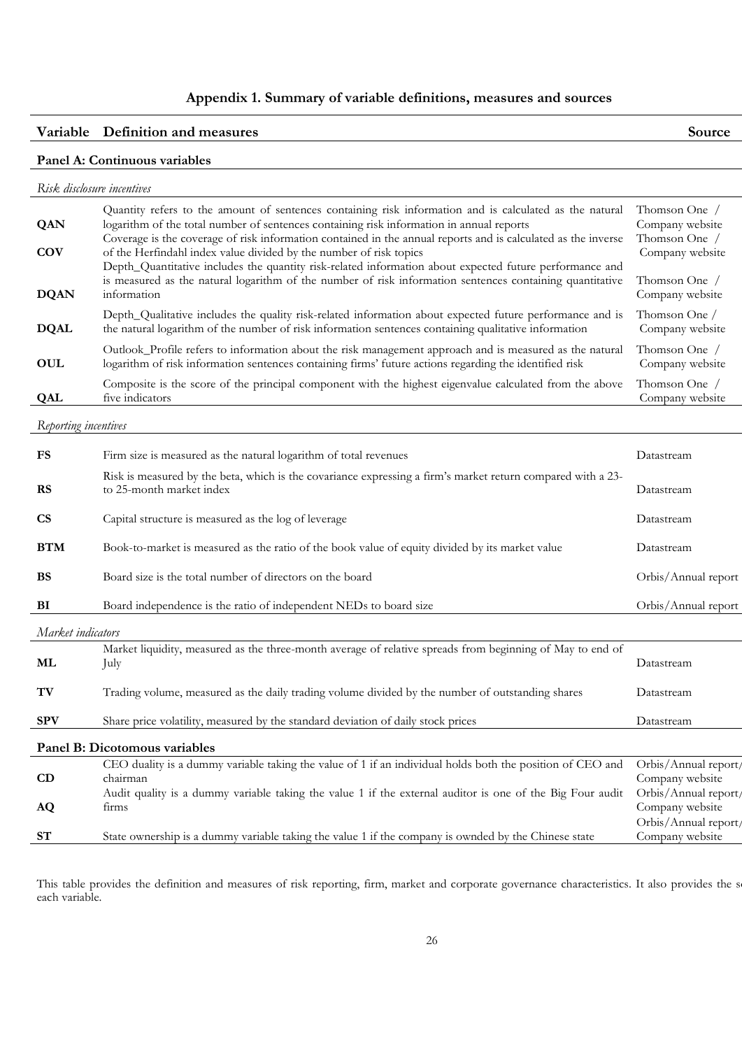## Appendix 1. Summary of variable definitions, measures and sources

| Variable | Definition and measures | Source |
|---|---|---|
| **Panel A: Continuous variables** | | |
| *Risk disclosure incentives* | | |
| **QAN** | Quantity refers to the amount of sentences containing risk information and is calculated as the natural logarithm of the total number of sentences containing risk information in annual reports | Thomson One / Company website |
| **COV** | Coverage is the coverage of risk information contained in the annual reports and is calculated as the inverse of the Herfindahl index value divided by the number of risk topics | Thomson One / Company website |
| **DQAN** | Depth_Quantitative includes the quantity risk-related information about expected future performance and is measured as the natural logarithm of the number of risk information sentences containing quantitative information | Thomson One / Company website |
| **DQAL** | Depth_Qualitative includes the quality risk-related information about expected future performance and is the natural logarithm of the number of risk information sentences containing qualitative information | Thomson One / Company website |
| **OUL** | Outlook_Profile refers to information about the risk management approach and is measured as the natural logarithm of risk information sentences containing firms' future actions regarding the identified risk | Thomson One / Company website |
| **QAL** | Composite is the score of the principal component with the highest eigenvalue calculated from the above five indicators | Thomson One / Company website |
| *Reporting incentives* | | |
| **FS** | Firm size is measured as the natural logarithm of total revenues | Datastream |
| **RS** | Risk is measured by the beta, which is the covariance expressing a firm's market return compared with a 23- to 25-month market index | Datastream |
| **CS** | Capital structure is measured as the log of leverage | Datastream |
| **BTM** | Book-to-market is measured as the ratio of the book value of equity divided by its market value | Datastream |
| **BS** | Board size is the total number of directors on the board | Orbis/Annual report |
| **BI** | Board independence is the ratio of independent NEDs to board size | Orbis/Annual report |
| *Market indicators* | | |
| **ML** | Market liquidity, measured as the three-month average of relative spreads from beginning of May to end of July | Datastream |
| **TV** | Trading volume, measured as the daily trading volume divided by the number of outstanding shares | Datastream |
| **SPV** | Share price volatility, measured by the standard deviation of daily stock prices | Datastream |
| **Panel B: Dicotomous variables** | | |
| **CD** | CEO duality is a dummy variable taking the value of 1 if an individual holds both the position of CEO and chairman | Orbis/Annual report/ Company website |
| **AQ** | Audit quality is a dummy variable taking the value 1 if the external auditor is one of the Big Four audit firms | Orbis/Annual report/ Company website |
| **ST** | State ownership is a dummy variable taking the value 1 if the company is ownded by the Chinese state | Orbis/Annual report/ Company website |

This table provides the definition and measures of risk reporting, firm, market and corporate governance characteristics. It also provides the s each variable.